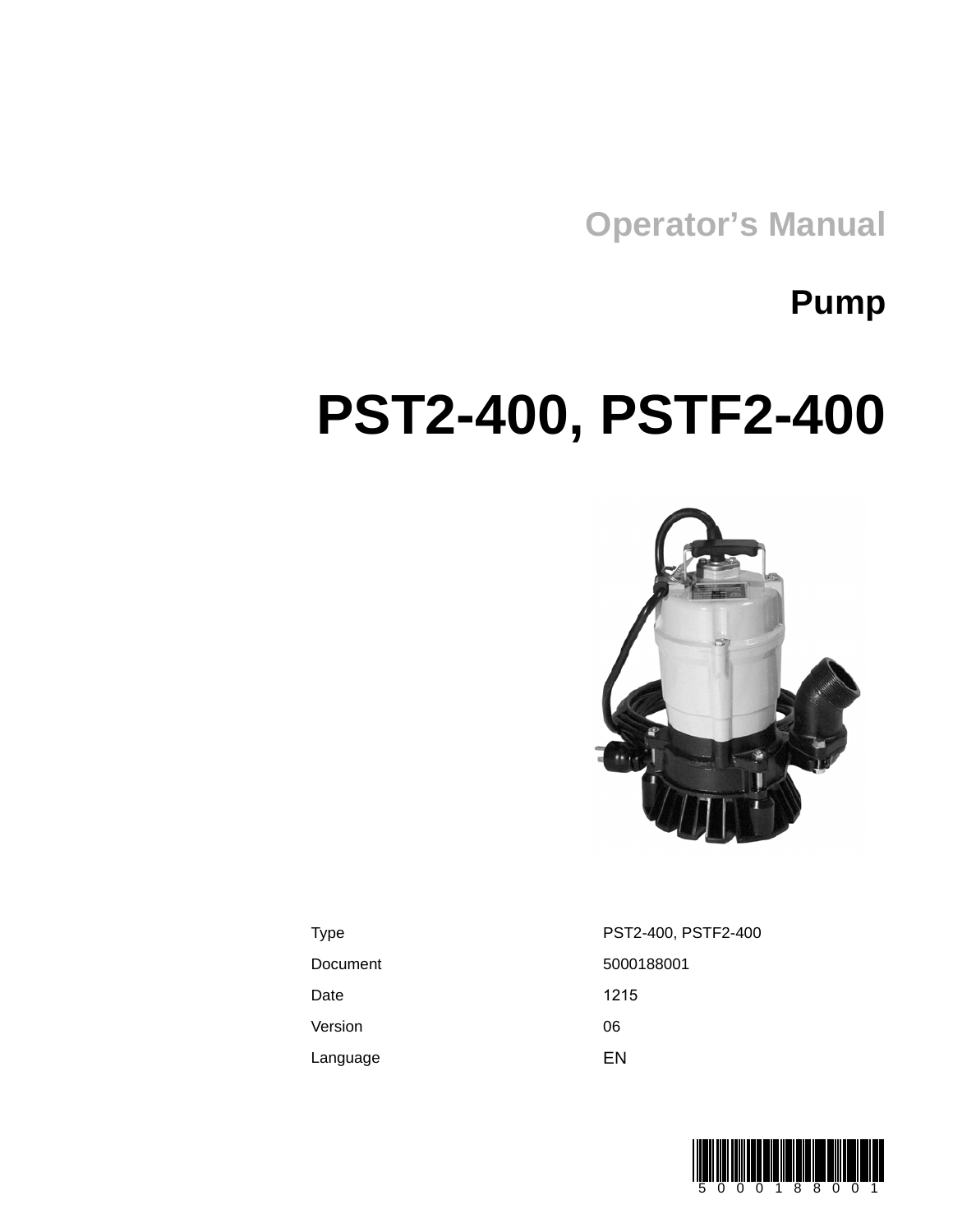Operator's Manual

# Pump

# PST2-400, PSTF2-400

| Type | PST2-400, PSTF2-400 |
|---|---|
| Document | 5000188001 |
| Date | 1215 |
| Version | 06 |
| Language | EN |

5 0 0 0 1 8 8 0 0 1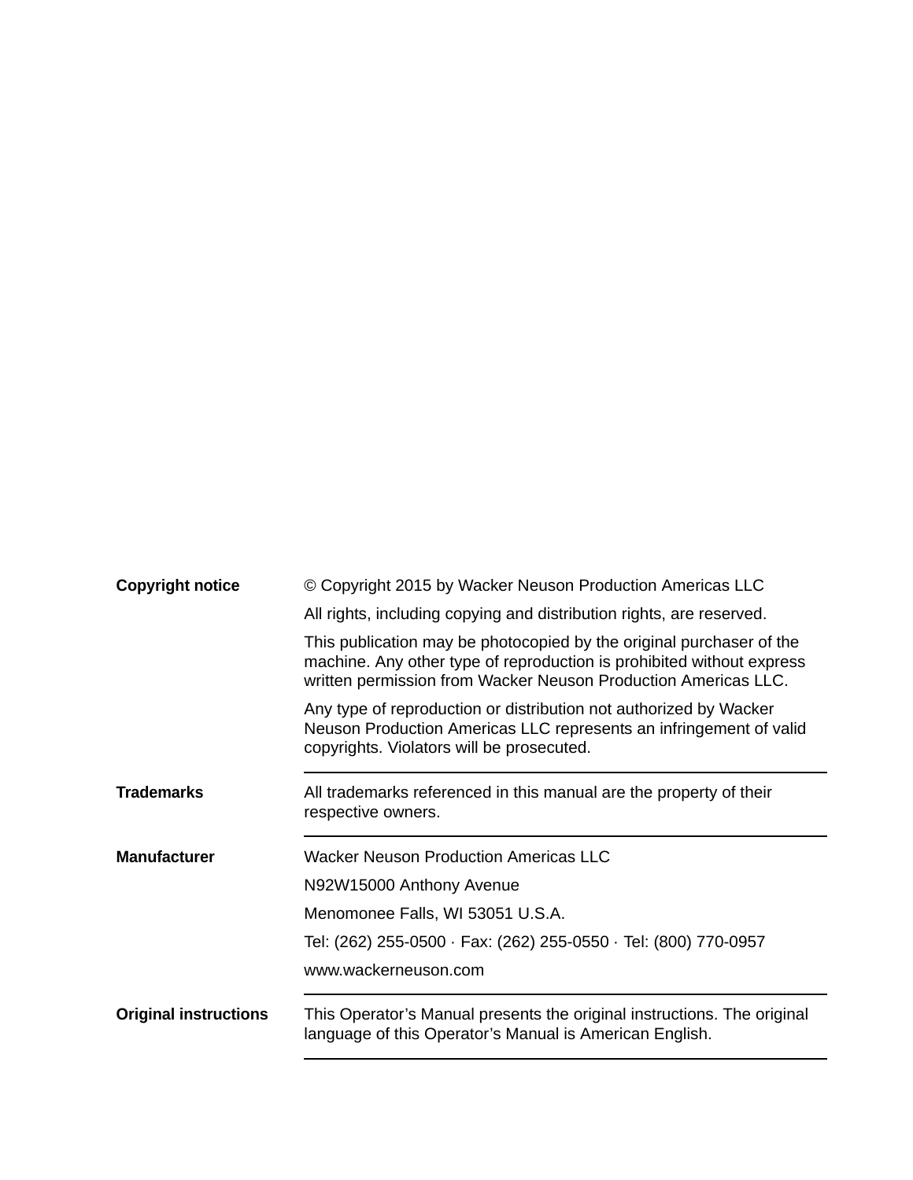**Copyright notice**

© Copyright 2015 by Wacker Neuson Production Americas LLC

All rights, including copying and distribution rights, are reserved.

This publication may be photocopied by the original purchaser of the machine. Any other type of reproduction is prohibited without express written permission from Wacker Neuson Production Americas LLC.

Any type of reproduction or distribution not authorized by Wacker Neuson Production Americas LLC represents an infringement of valid copyrights. Violators will be prosecuted.

---

**Trademarks**

All trademarks referenced in this manual are the property of their respective owners.

---

**Manufacturer**

Wacker Neuson Production Americas LLC

N92W15000 Anthony Avenue

Menomonee Falls, WI 53051 U.S.A.

Tel: (262) 255-0500 · Fax: (262) 255-0550 · Tel: (800) 770-0957

www.wackerneuson.com

---

**Original instructions**

This Operator’s Manual presents the original instructions. The original language of this Operator’s Manual is American English.

---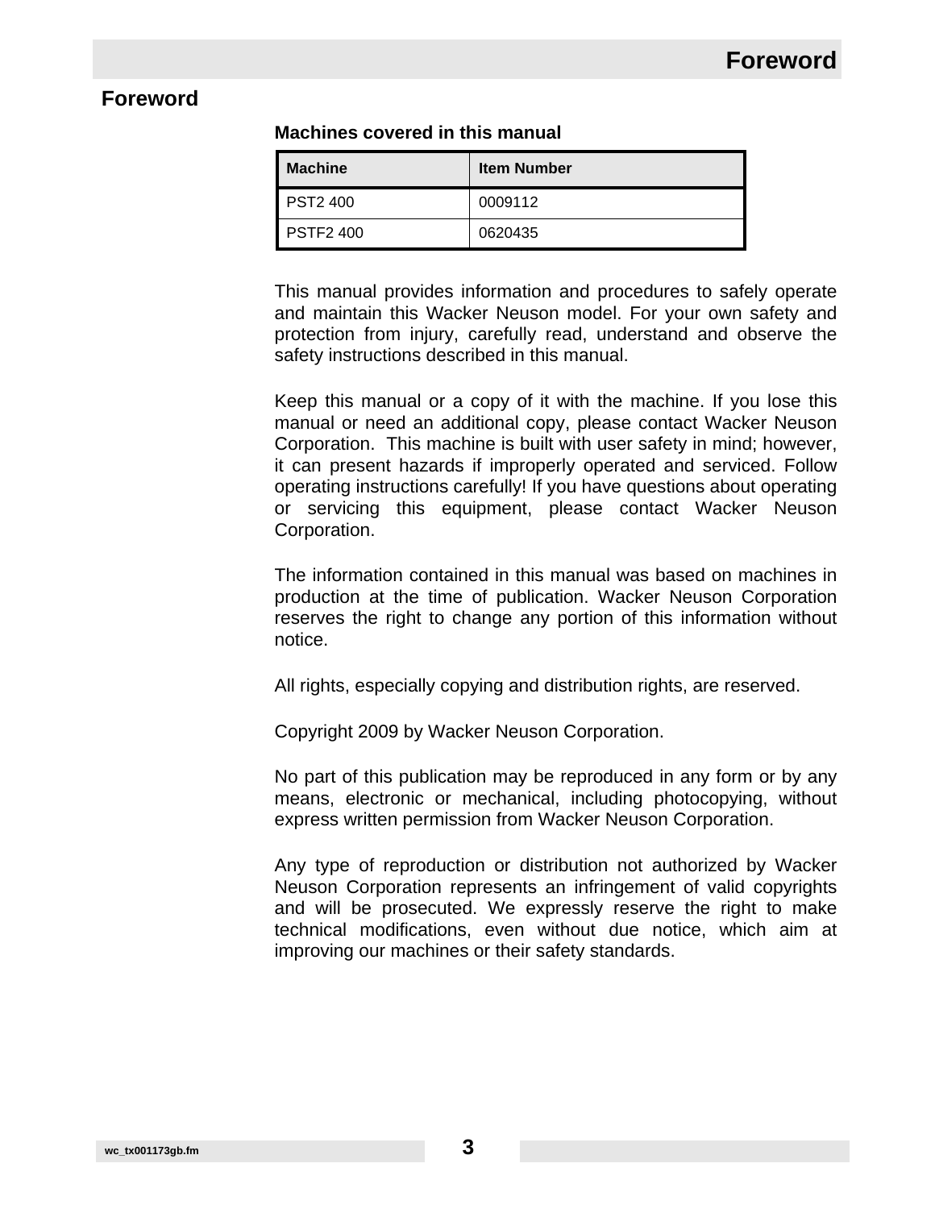# Foreword

### Machines covered in this manual

| Machine | Item Number |
|---|---|
| PST2 400 | 0009112 |
| PSTF2 400 | 0620435 |

This manual provides information and procedures to safely operate and maintain this Wacker Neuson model. For your own safety and protection from injury, carefully read, understand and observe the safety instructions described in this manual.

Keep this manual or a copy of it with the machine. If you lose this manual or need an additional copy, please contact Wacker Neuson Corporation. This machine is built with user safety in mind; however, it can present hazards if improperly operated and serviced. Follow operating instructions carefully! If you have questions about operating or servicing this equipment, please contact Wacker Neuson Corporation.

The information contained in this manual was based on machines in production at the time of publication. Wacker Neuson Corporation reserves the right to change any portion of this information without notice.

All rights, especially copying and distribution rights, are reserved.

Copyright 2009 by Wacker Neuson Corporation.

No part of this publication may be reproduced in any form or by any means, electronic or mechanical, including photocopying, without express written permission from Wacker Neuson Corporation.

Any type of reproduction or distribution not authorized by Wacker Neuson Corporation represents an infringement of valid copyrights and will be prosecuted. We expressly reserve the right to make technical modifications, even without due notice, which aim at improving our machines or their safety standards.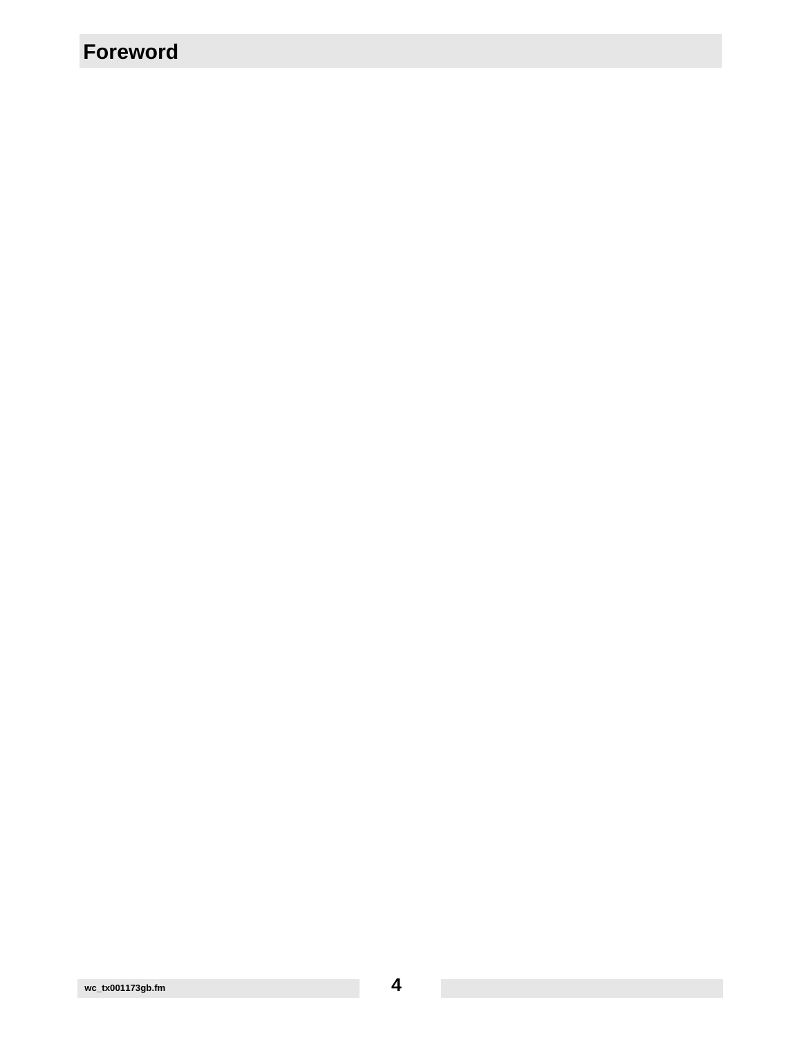# Foreword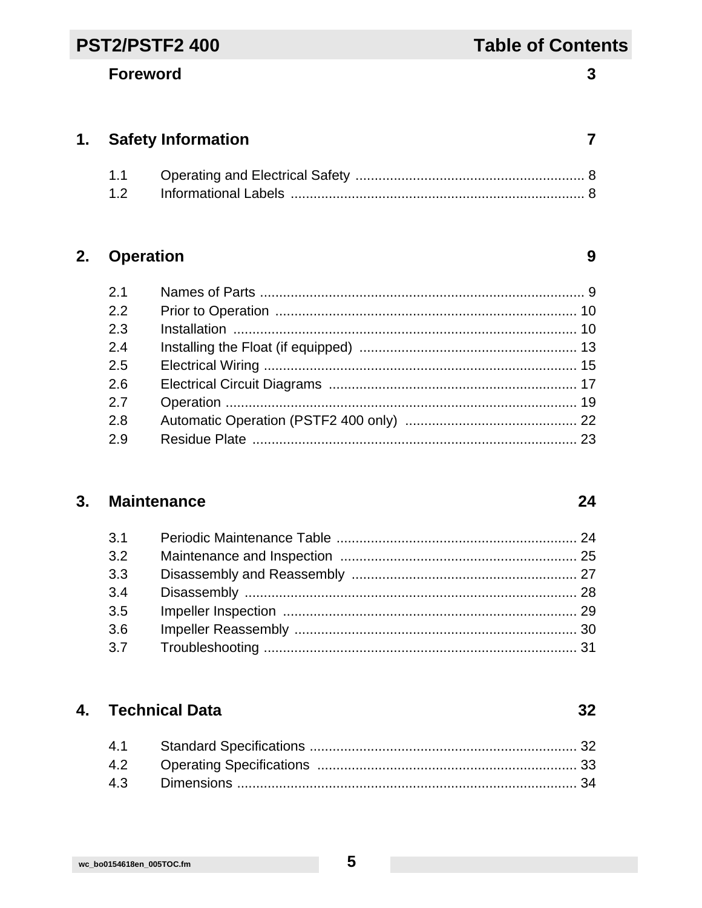# Table of Contents

**Foreword** 3

## 1. Safety Information 7

- 1.1 Operating and Electrical Safety ........ 8
- 1.2 Informational Labels ........ 8

## 2. Operation 9

- 2.1 Names of Parts ........ 9
- 2.2 Prior to Operation ........ 10
- 2.3 Installation ........ 10
- 2.4 Installing the Float (if equipped) ........ 13
- 2.5 Electrical Wiring ........ 15
- 2.6 Electrical Circuit Diagrams ........ 17
- 2.7 Operation ........ 19
- 2.8 Automatic Operation (PSTF2 400 only) ........ 22
- 2.9 Residue Plate ........ 23

## 3. Maintenance 24

- 3.1 Periodic Maintenance Table ........ 24
- 3.2 Maintenance and Inspection ........ 25
- 3.3 Disassembly and Reassembly ........ 27
- 3.4 Disassembly ........ 28
- 3.5 Impeller Inspection ........ 29
- 3.6 Impeller Reassembly ........ 30
- 3.7 Troubleshooting ........ 31

## 4. Technical Data 32

- 4.1 Standard Specifications ........ 32
- 4.2 Operating Specifications ........ 33
- 4.3 Dimensions ........ 34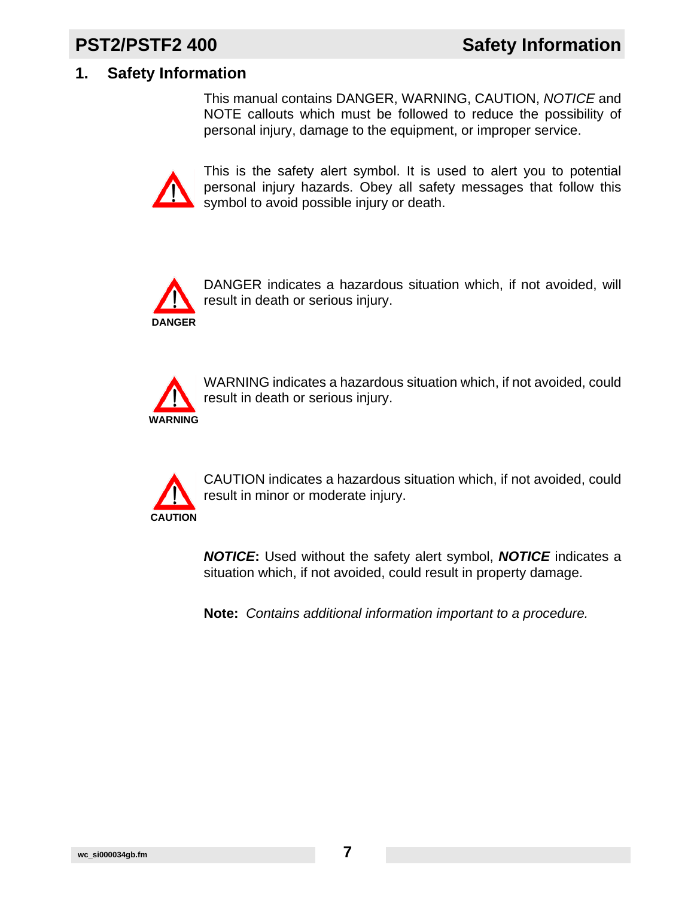# 1. Safety Information

This manual contains DANGER, WARNING, CAUTION, *NOTICE* and NOTE callouts which must be followed to reduce the possibility of personal injury, damage to the equipment, or improper service.

This is the safety alert symbol. It is used to alert you to potential personal injury hazards. Obey all safety messages that follow this symbol to avoid possible injury or death.

**DANGER**

DANGER indicates a hazardous situation which, if not avoided, will result in death or serious injury.

**WARNING**

WARNING indicates a hazardous situation which, if not avoided, could result in death or serious injury.

**CAUTION**

CAUTION indicates a hazardous situation which, if not avoided, could result in minor or moderate injury.

***NOTICE*****:** Used without the safety alert symbol, ***NOTICE*** indicates a situation which, if not avoided, could result in property damage.

**Note:** *Contains additional information important to a procedure.*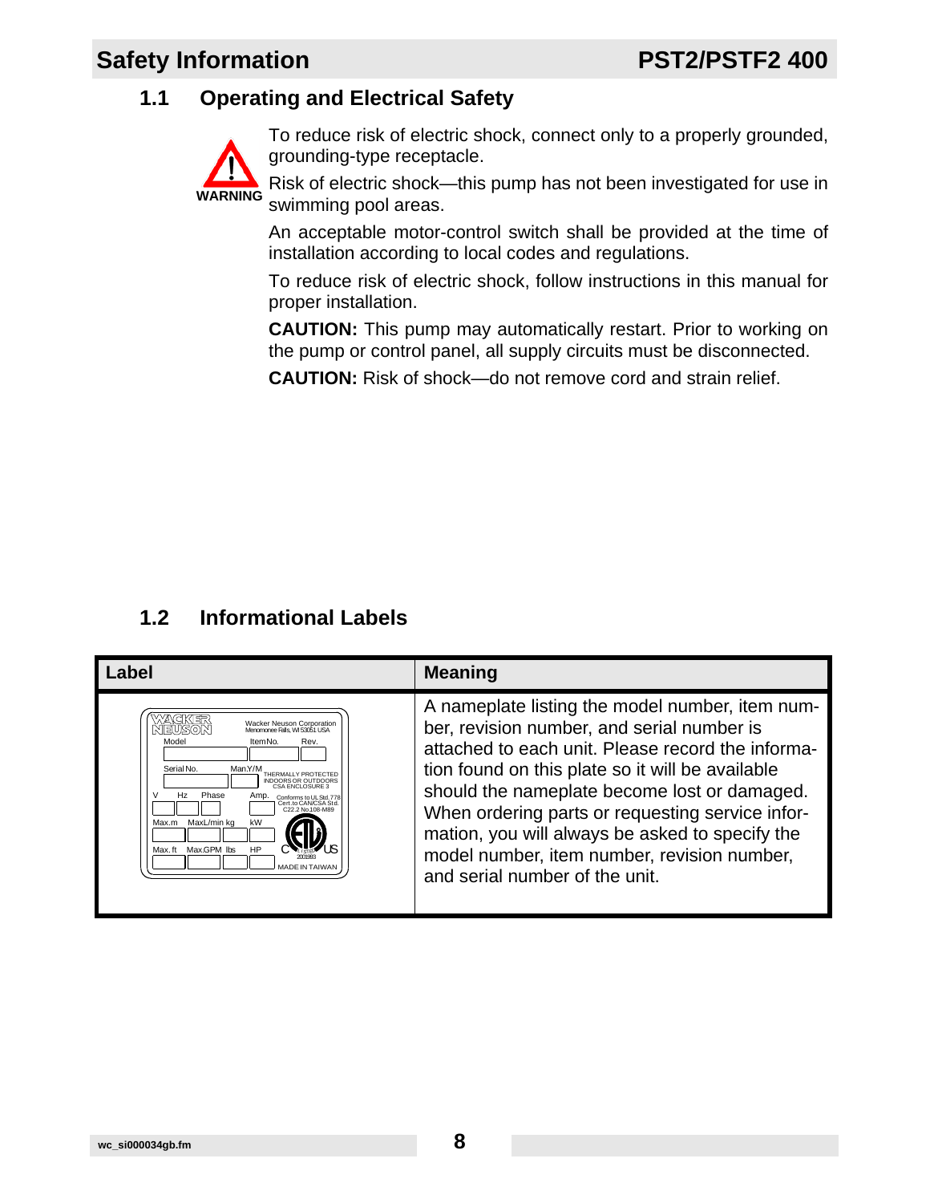## 1.1 Operating and Electrical Safety

**WARNING**

To reduce risk of electric shock, connect only to a properly grounded, grounding-type receptacle.

Risk of electric shock—this pump has not been investigated for use in swimming pool areas.

An acceptable motor-control switch shall be provided at the time of installation according to local codes and regulations.

To reduce risk of electric shock, follow instructions in this manual for proper installation.

**CAUTION:** This pump may automatically restart. Prior to working on the pump or control panel, all supply circuits must be disconnected.

**CAUTION:** Risk of shock—do not remove cord and strain relief.

## 1.2 Informational Labels

| Label | Meaning |
|---|---|
| WACKER NEUSON — Wacker Neuson Corporation, Menomonee Falls, WI 53051 USA — Model, Item No., Rev., Serial No., Man.Y/M, THERMALLY PROTECTED INDOORS OR OUTDOORS CSA ENCLOSURE 3, V, Hz, Phase, Amp., Conforms to UL Std. 778 Cert. to CAN/CSA Std. C22.2 No.108-M89, Max.m, MaxL/min, kg, kW, Max. ft, Max.GPM, lbs, HP, C ETL US Listed 2001993, MADE IN TAIWAN | A nameplate listing the model number, item number, revision number, and serial number is attached to each unit. Please record the information found on this plate so it will be available should the nameplate become lost or damaged. When ordering parts or requesting service information, you will always be asked to specify the model number, item number, revision number, and serial number of the unit. |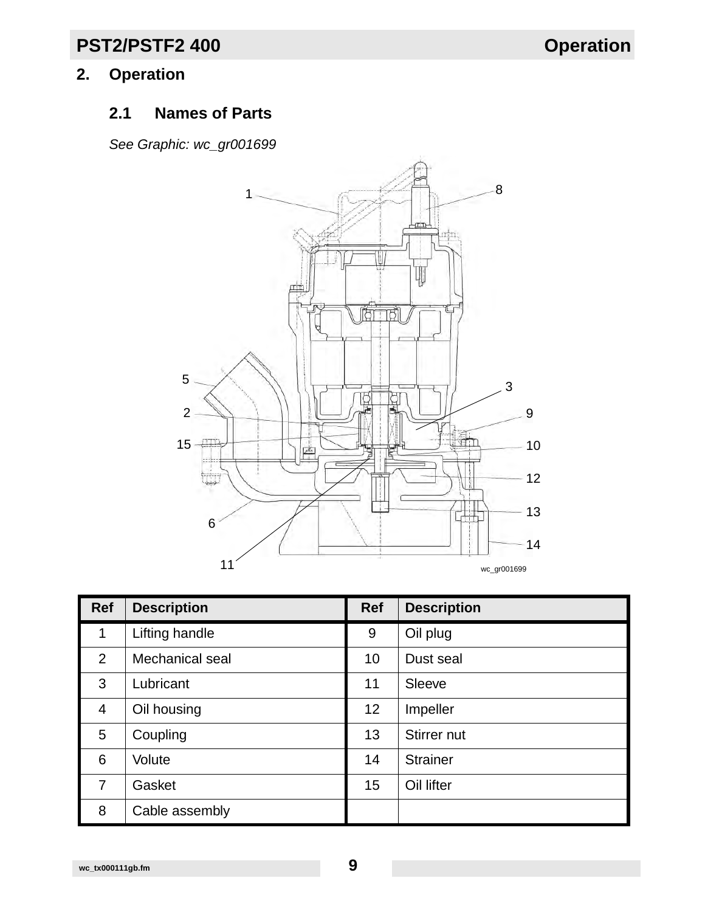# 2. Operation

## 2.1 Names of Parts

*See Graphic: wc_gr001699*

| Ref | Description | Ref | Description |
|---|---|---|---|
| 1 | Lifting handle | 9 | Oil plug |
| 2 | Mechanical seal | 10 | Dust seal |
| 3 | Lubricant | 11 | Sleeve |
| 4 | Oil housing | 12 | Impeller |
| 5 | Coupling | 13 | Stirrer nut |
| 6 | Volute | 14 | Strainer |
| 7 | Gasket | 15 | Oil lifter |
| 8 | Cable assembly | | |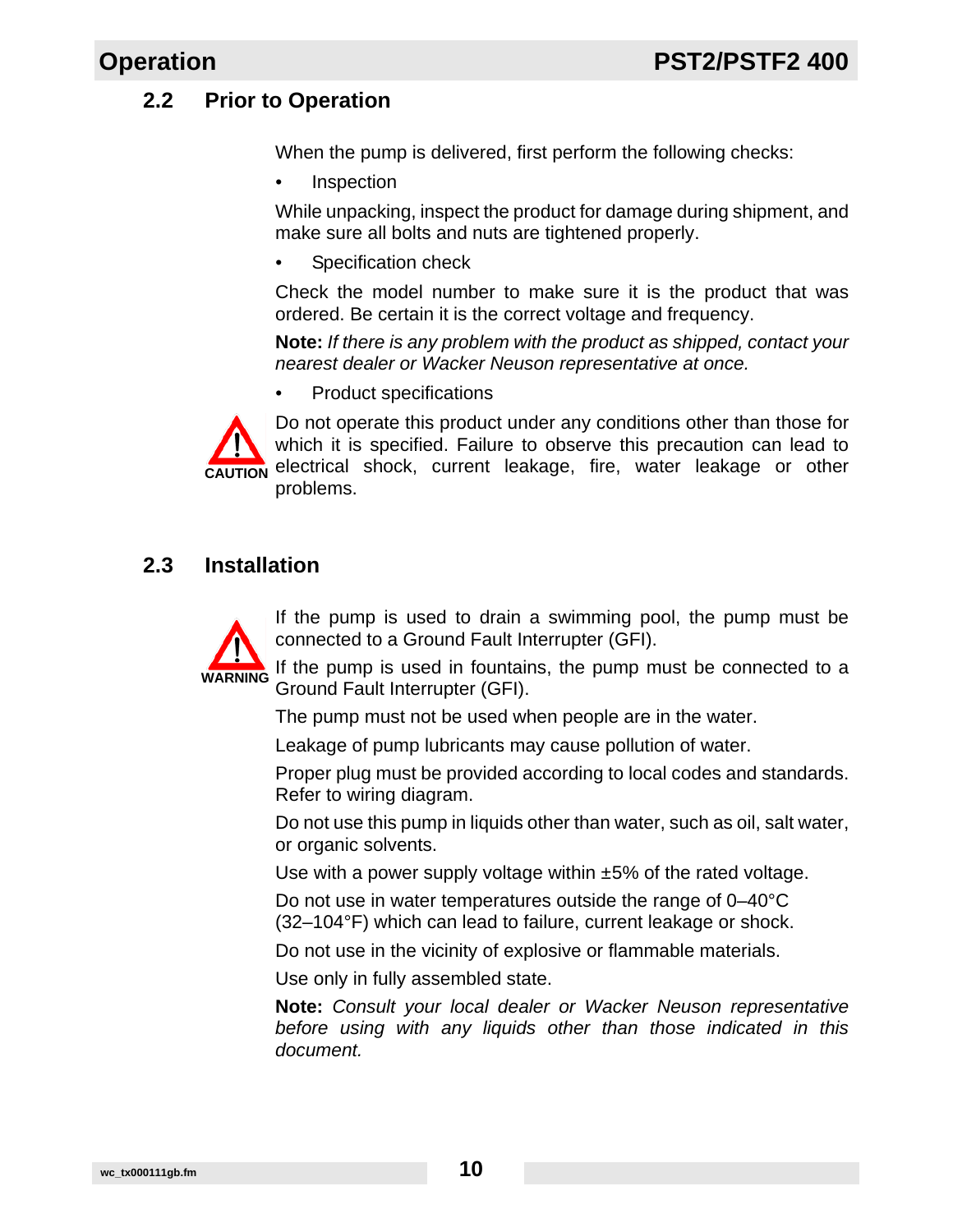## 2.2 Prior to Operation

When the pump is delivered, first perform the following checks:

- Inspection

While unpacking, inspect the product for damage during shipment, and make sure all bolts and nuts are tightened properly.

- Specification check

Check the model number to make sure it is the product that was ordered. Be certain it is the correct voltage and frequency.

**Note:** *If there is any problem with the product as shipped, contact your nearest dealer or Wacker Neuson representative at once.*

- Product specifications

CAUTION

Do not operate this product under any conditions other than those for which it is specified. Failure to observe this precaution can lead to electrical shock, current leakage, fire, water leakage or other problems.

## 2.3 Installation

WARNING

If the pump is used to drain a swimming pool, the pump must be connected to a Ground Fault Interrupter (GFI).

If the pump is used in fountains, the pump must be connected to a Ground Fault Interrupter (GFI).

The pump must not be used when people are in the water.

Leakage of pump lubricants may cause pollution of water.

Proper plug must be provided according to local codes and standards. Refer to wiring diagram.

Do not use this pump in liquids other than water, such as oil, salt water, or organic solvents.

Use with a power supply voltage within ±5% of the rated voltage.

Do not use in water temperatures outside the range of 0–40°C (32–104°F) which can lead to failure, current leakage or shock.

Do not use in the vicinity of explosive or flammable materials.

Use only in fully assembled state.

**Note:** *Consult your local dealer or Wacker Neuson representative before using with any liquids other than those indicated in this document.*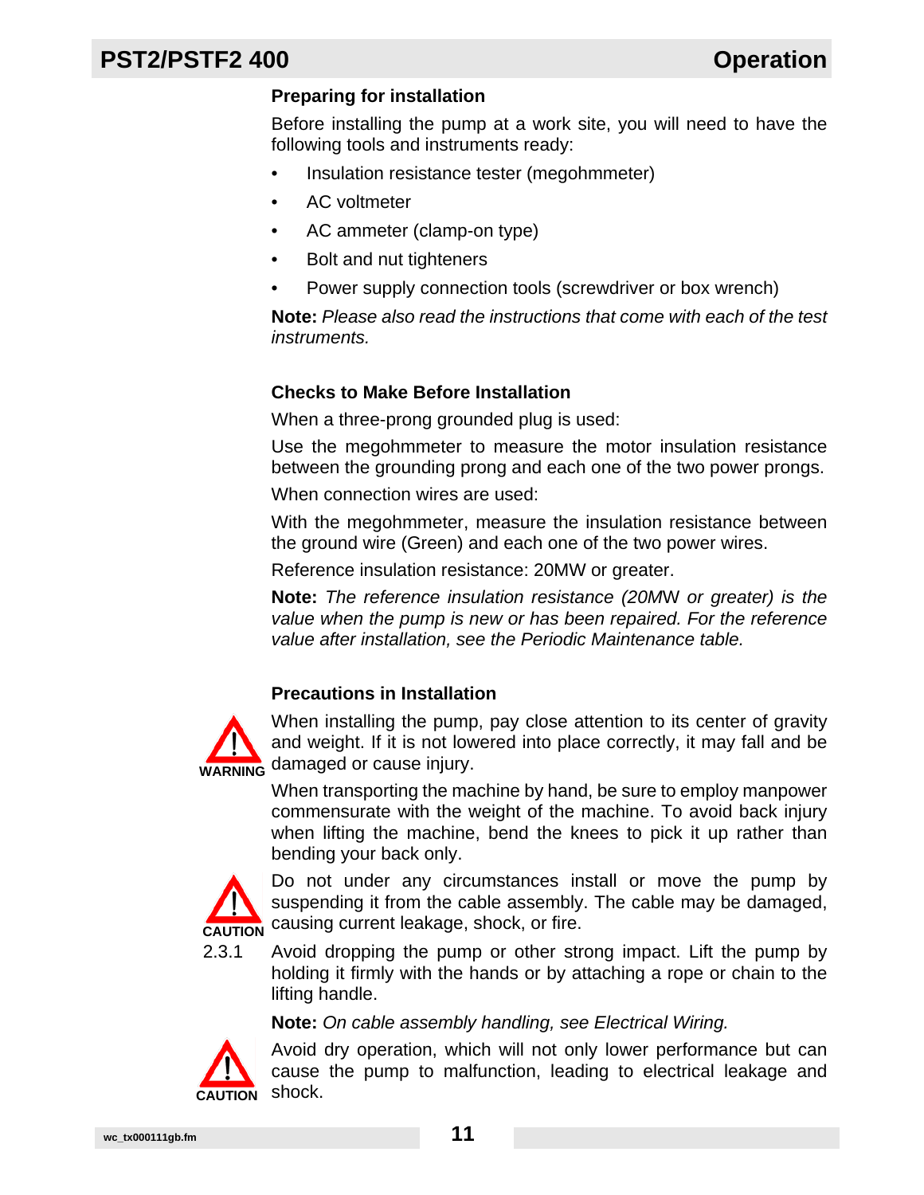### Preparing for installation

Before installing the pump at a work site, you will need to have the following tools and instruments ready:

- Insulation resistance tester (megohmmeter)
- AC voltmeter
- AC ammeter (clamp-on type)
- Bolt and nut tighteners
- Power supply connection tools (screwdriver or box wrench)

**Note:** *Please also read the instructions that come with each of the test instruments.*

### Checks to Make Before Installation

When a three-prong grounded plug is used:

Use the megohmmeter to measure the motor insulation resistance between the grounding prong and each one of the two power prongs.

When connection wires are used:

With the megohmmeter, measure the insulation resistance between the ground wire (Green) and each one of the two power wires.

Reference insulation resistance: 20MW or greater.

**Note:** *The reference insulation resistance (20MW or greater) is the value when the pump is new or has been repaired. For the reference value after installation, see the Periodic Maintenance table.*

### Precautions in Installation

WARNING

When installing the pump, pay close attention to its center of gravity and weight. If it is not lowered into place correctly, it may fall and be damaged or cause injury.

When transporting the machine by hand, be sure to employ manpower commensurate with the weight of the machine. To avoid back injury when lifting the machine, bend the knees to pick it up rather than bending your back only.

CAUTION

Do not under any circumstances install or move the pump by suspending it from the cable assembly. The cable may be damaged, causing current leakage, shock, or fire.

2.3.1 Avoid dropping the pump or other strong impact. Lift the pump by holding it firmly with the hands or by attaching a rope or chain to the lifting handle.

**Note:** *On cable assembly handling, see Electrical Wiring.*

CAUTION

Avoid dry operation, which will not only lower performance but can cause the pump to malfunction, leading to electrical leakage and shock.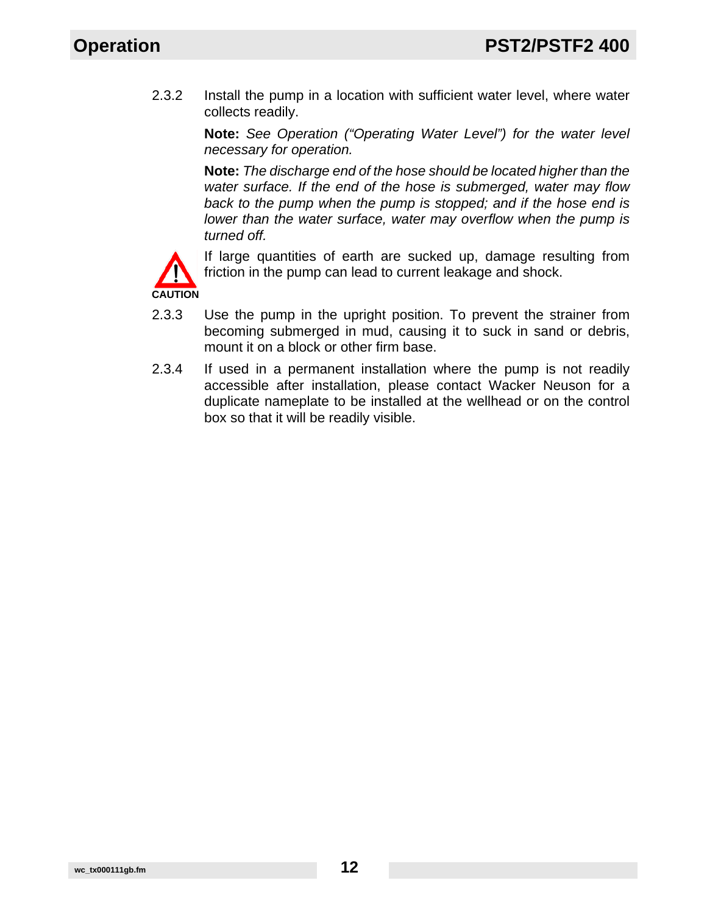2.3.2 Install the pump in a location with sufficient water level, where water collects readily.

**Note:** *See Operation ("Operating Water Level") for the water level necessary for operation.*

**Note:** *The discharge end of the hose should be located higher than the water surface. If the end of the hose is submerged, water may flow back to the pump when the pump is stopped; and if the hose end is lower than the water surface, water may overflow when the pump is turned off.*

**CAUTION**

If large quantities of earth are sucked up, damage resulting from friction in the pump can lead to current leakage and shock.

2.3.3 Use the pump in the upright position. To prevent the strainer from becoming submerged in mud, causing it to suck in sand or debris, mount it on a block or other firm base.

2.3.4 If used in a permanent installation where the pump is not readily accessible after installation, please contact Wacker Neuson for a duplicate nameplate to be installed at the wellhead or on the control box so that it will be readily visible.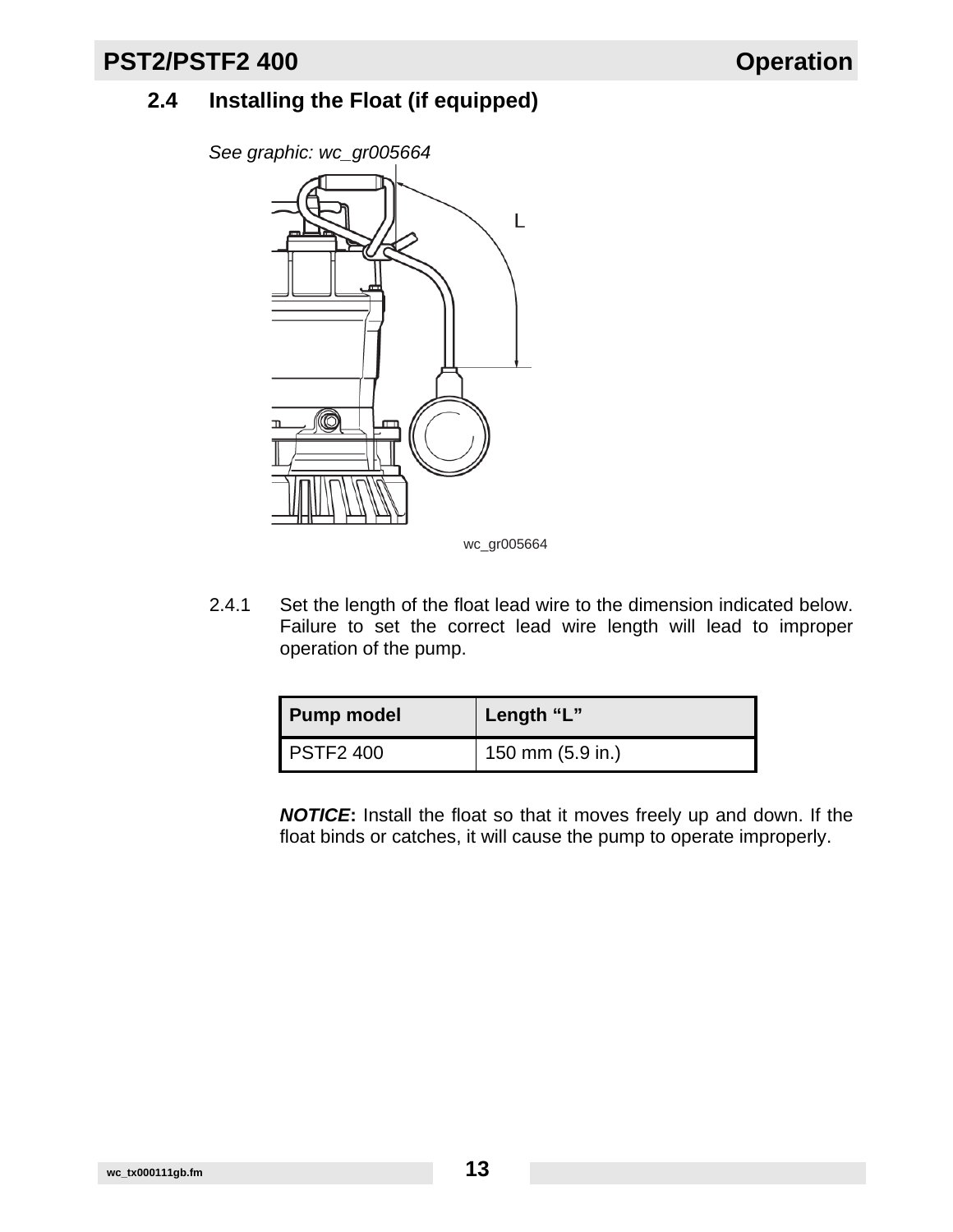## 2.4 Installing the Float (if equipped)

*See graphic: wc_gr005664*

wc_gr005664

2.4.1 Set the length of the float lead wire to the dimension indicated below. Failure to set the correct lead wire length will lead to improper operation of the pump.

| Pump model | Length “L” |
|---|---|
| PSTF2 400 | 150 mm (5.9 in.) |

***NOTICE*:** Install the float so that it moves freely up and down. If the float binds or catches, it will cause the pump to operate improperly.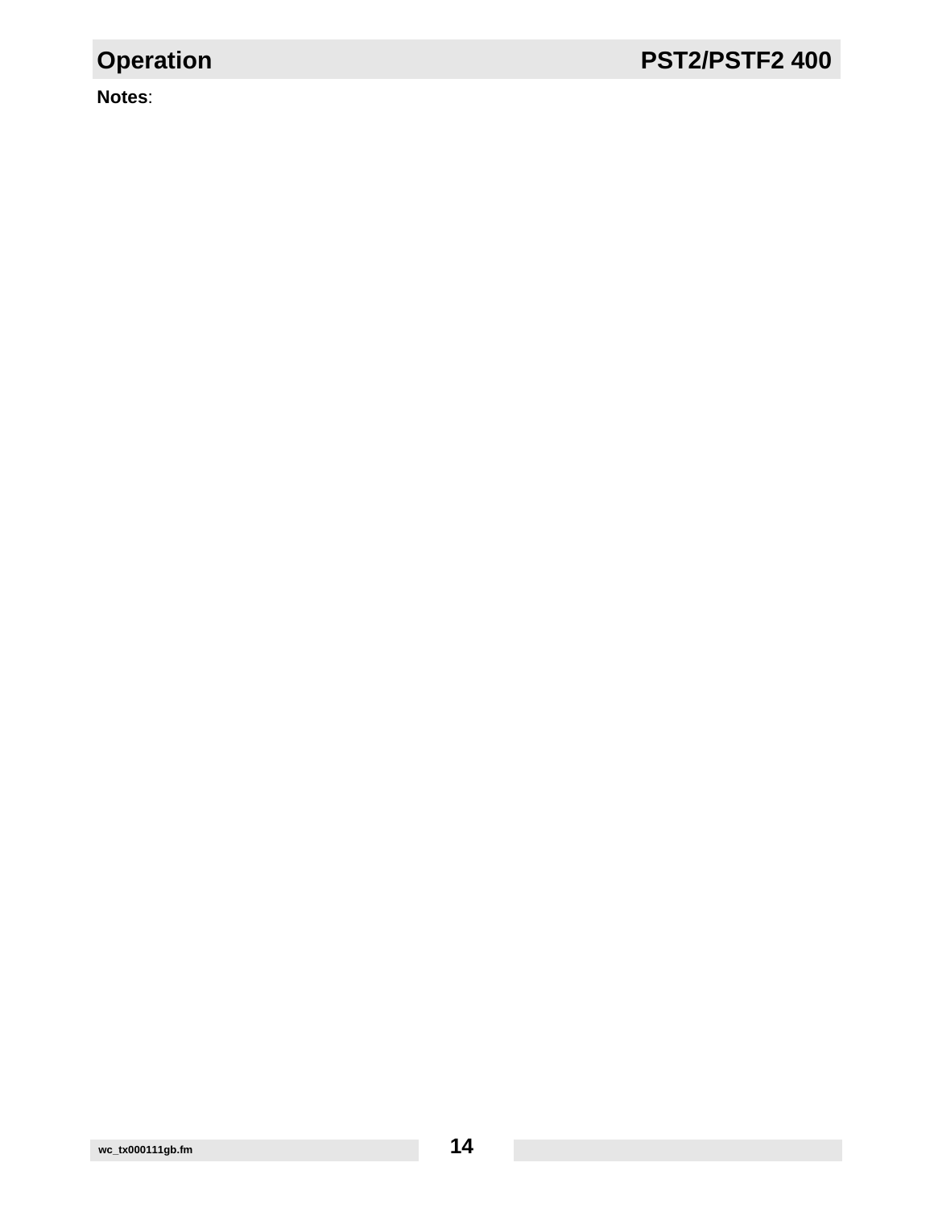**Notes**: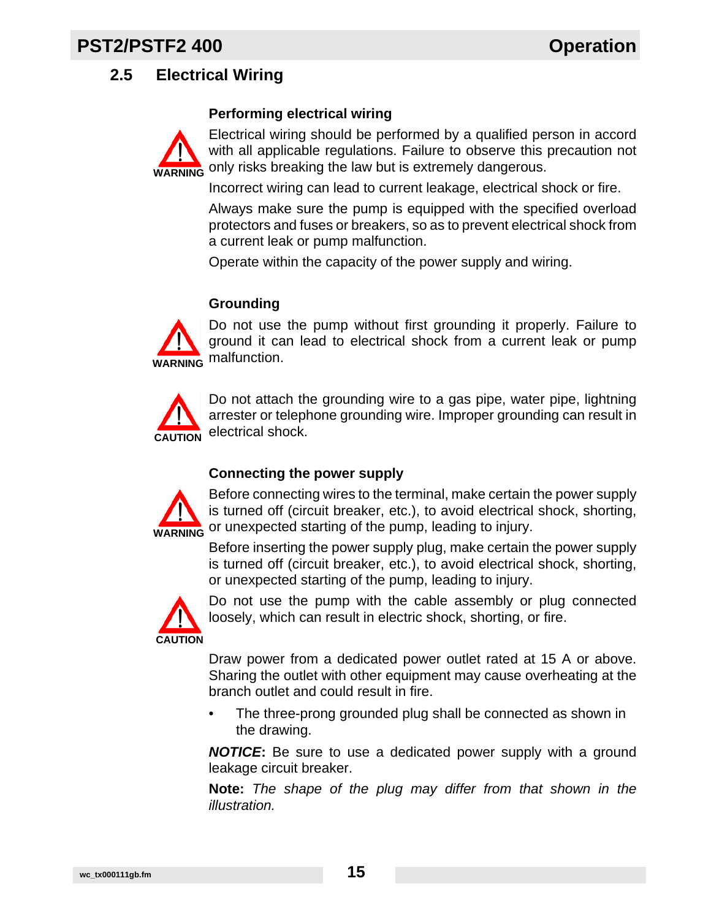## 2.5 Electrical Wiring

### Performing electrical wiring

WARNING

Electrical wiring should be performed by a qualified person in accord with all applicable regulations. Failure to observe this precaution not only risks breaking the law but is extremely dangerous.

Incorrect wiring can lead to current leakage, electrical shock or fire.

Always make sure the pump is equipped with the specified overload protectors and fuses or breakers, so as to prevent electrical shock from a current leak or pump malfunction.

Operate within the capacity of the power supply and wiring.

### Grounding

WARNING

Do not use the pump without first grounding it properly. Failure to ground it can lead to electrical shock from a current leak or pump malfunction.

CAUTION

Do not attach the grounding wire to a gas pipe, water pipe, lightning arrester or telephone grounding wire. Improper grounding can result in electrical shock.

### Connecting the power supply

WARNING

Before connecting wires to the terminal, make certain the power supply is turned off (circuit breaker, etc.), to avoid electrical shock, shorting, or unexpected starting of the pump, leading to injury.

Before inserting the power supply plug, make certain the power supply is turned off (circuit breaker, etc.), to avoid electrical shock, shorting, or unexpected starting of the pump, leading to injury.

CAUTION

Do not use the pump with the cable assembly or plug connected loosely, which can result in electric shock, shorting, or fire.

Draw power from a dedicated power outlet rated at 15 A or above. Sharing the outlet with other equipment may cause overheating at the branch outlet and could result in fire.

- The three-prong grounded plug shall be connected as shown in the drawing.

***NOTICE*:** Be sure to use a dedicated power supply with a ground leakage circuit breaker.

**Note:** *The shape of the plug may differ from that shown in the illustration.*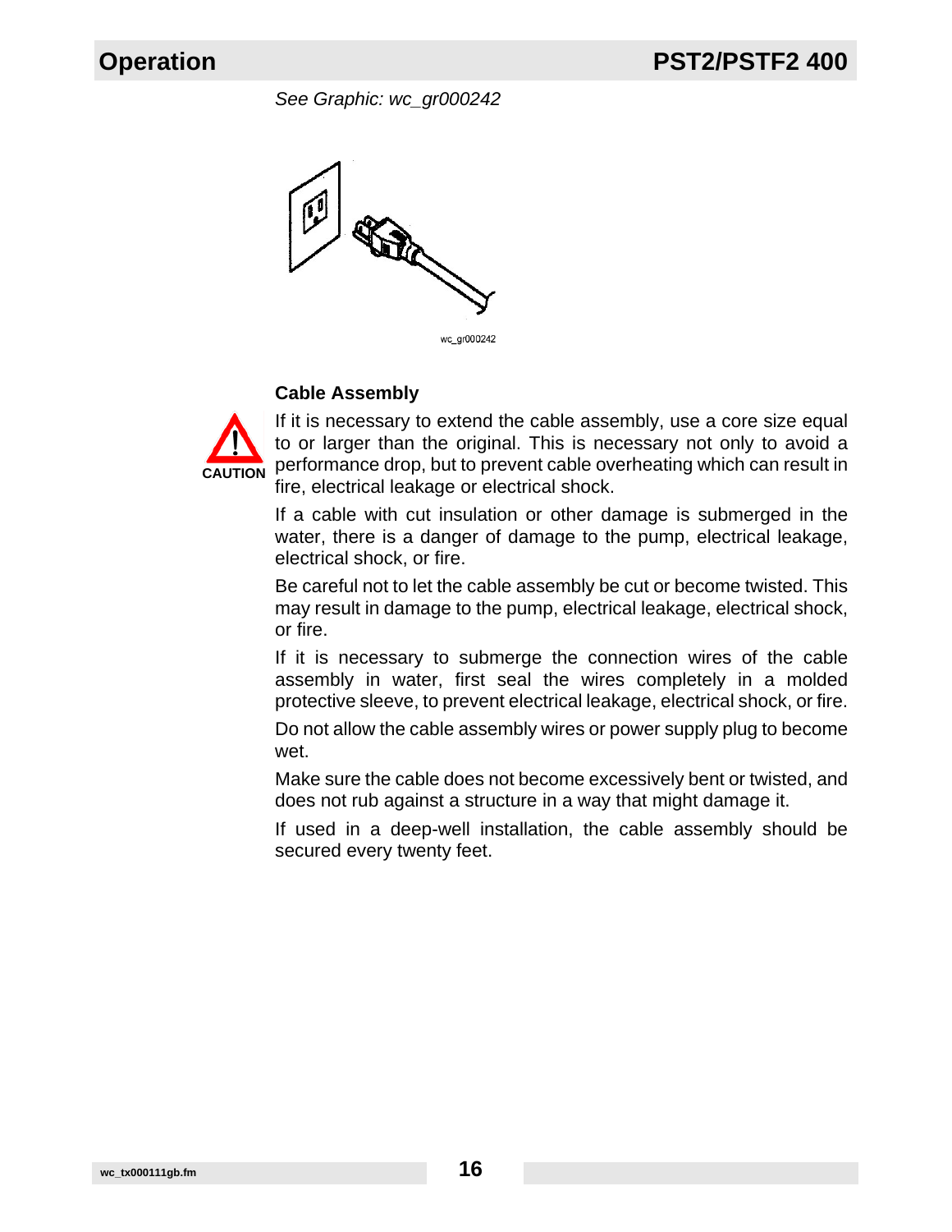*See Graphic: wc_gr000242*

wc_gr000242

### Cable Assembly

CAUTION

If it is necessary to extend the cable assembly, use a core size equal to or larger than the original. This is necessary not only to avoid a performance drop, but to prevent cable overheating which can result in fire, electrical leakage or electrical shock.

If a cable with cut insulation or other damage is submerged in the water, there is a danger of damage to the pump, electrical leakage, electrical shock, or fire.

Be careful not to let the cable assembly be cut or become twisted. This may result in damage to the pump, electrical leakage, electrical shock, or fire.

If it is necessary to submerge the connection wires of the cable assembly in water, first seal the wires completely in a molded protective sleeve, to prevent electrical leakage, electrical shock, or fire.

Do not allow the cable assembly wires or power supply plug to become wet.

Make sure the cable does not become excessively bent or twisted, and does not rub against a structure in a way that might damage it.

If used in a deep-well installation, the cable assembly should be secured every twenty feet.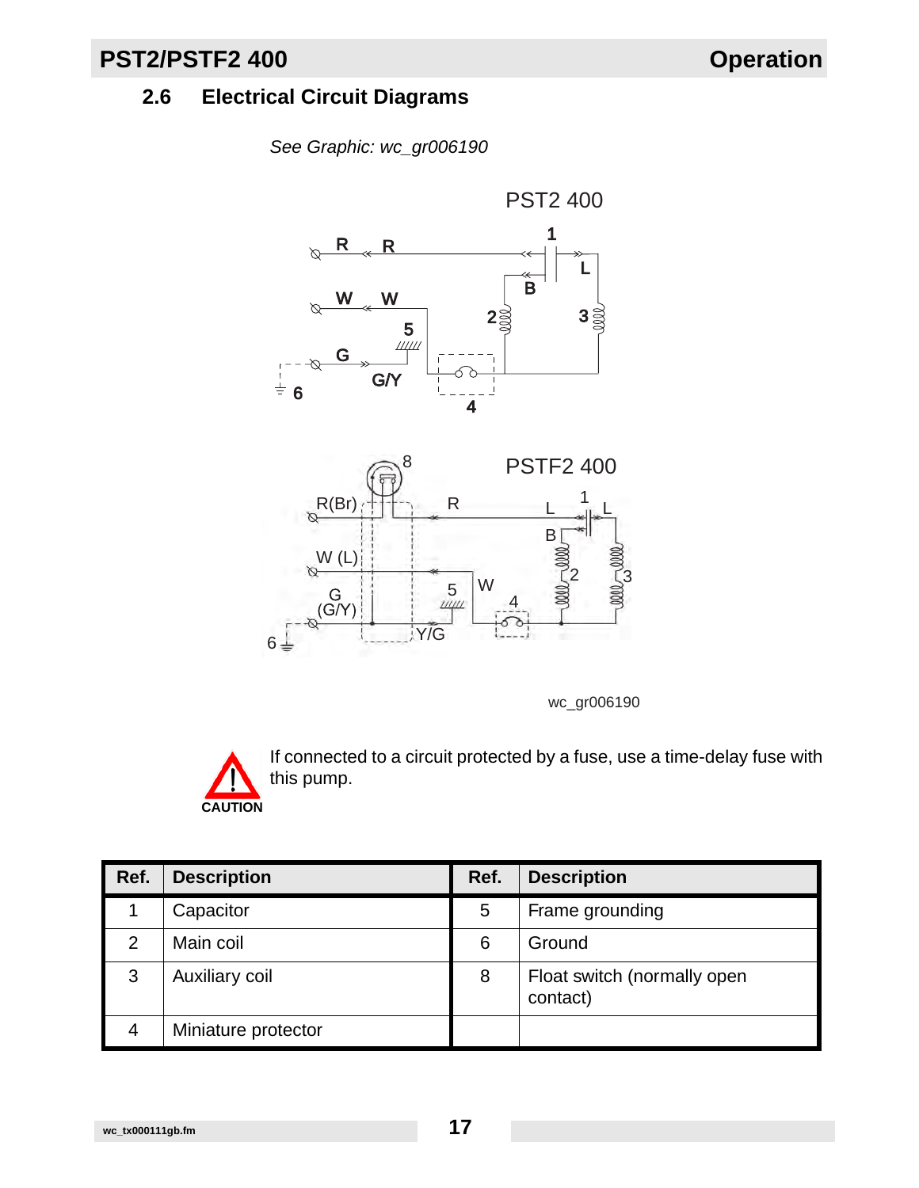## 2.6 Electrical Circuit Diagrams

*See Graphic: wc_gr006190*

PST2 400

PSTF2 400

wc_gr006190

CAUTION

If connected to a circuit protected by a fuse, use a time-delay fuse with this pump.

| Ref. | Description | Ref. | Description |
|---|---|---|---|
| 1 | Capacitor | 5 | Frame grounding |
| 2 | Main coil | 6 | Ground |
| 3 | Auxiliary coil | 8 | Float switch (normally open contact) |
| 4 | Miniature protector | | |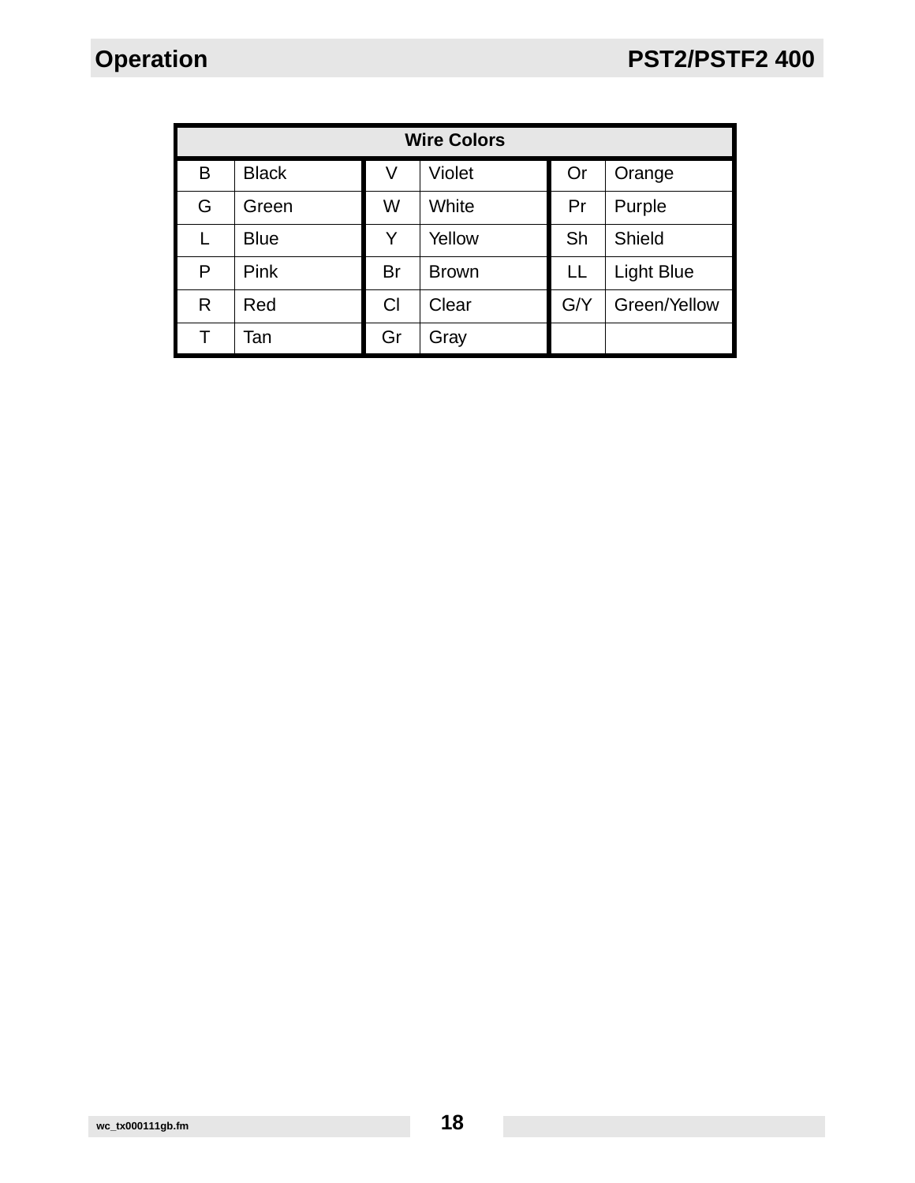| Wire Colors | | | | | |
|---|---|---|---|---|---|
| B | Black | V | Violet | Or | Orange |
| G | Green | W | White | Pr | Purple |
| L | Blue | Y | Yellow | Sh | Shield |
| P | Pink | Br | Brown | LL | Light Blue |
| R | Red | Cl | Clear | G/Y | Green/Yellow |
| T | Tan | Gr | Gray | | |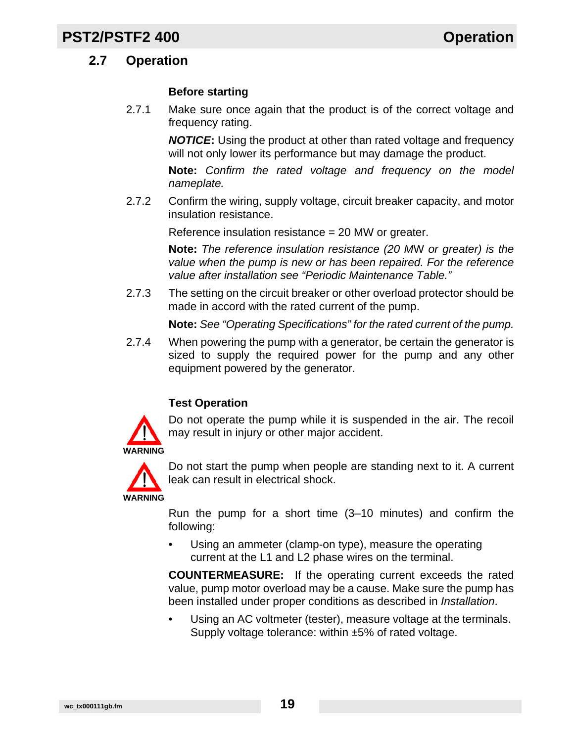## 2.7 Operation

### Before starting

2.7.1 Make sure once again that the product is of the correct voltage and frequency rating.

***NOTICE*:** Using the product at other than rated voltage and frequency will not only lower its performance but may damage the product.

**Note:** *Confirm the rated voltage and frequency on the model nameplate.*

2.7.2 Confirm the wiring, supply voltage, circuit breaker capacity, and motor insulation resistance.

Reference insulation resistance = 20 MW or greater.

**Note:** *The reference insulation resistance (20 MW or greater) is the value when the pump is new or has been repaired. For the reference value after installation see "Periodic Maintenance Table."*

2.7.3 The setting on the circuit breaker or other overload protector should be made in accord with the rated current of the pump.

**Note:** *See "Operating Specifications" for the rated current of the pump.*

2.7.4 When powering the pump with a generator, be certain the generator is sized to supply the required power for the pump and any other equipment powered by the generator.

### Test Operation

**WARNING**

Do not operate the pump while it is suspended in the air. The recoil may result in injury or other major accident.

**WARNING**

Do not start the pump when people are standing next to it. A current leak can result in electrical shock.

Run the pump for a short time (3–10 minutes) and confirm the following:

- Using an ammeter (clamp-on type), measure the operating current at the L1 and L2 phase wires on the terminal.

**COUNTERMEASURE:** If the operating current exceeds the rated value, pump motor overload may be a cause. Make sure the pump has been installed under proper conditions as described in *Installation*.

- Using an AC voltmeter (tester), measure voltage at the terminals. Supply voltage tolerance: within ±5% of rated voltage.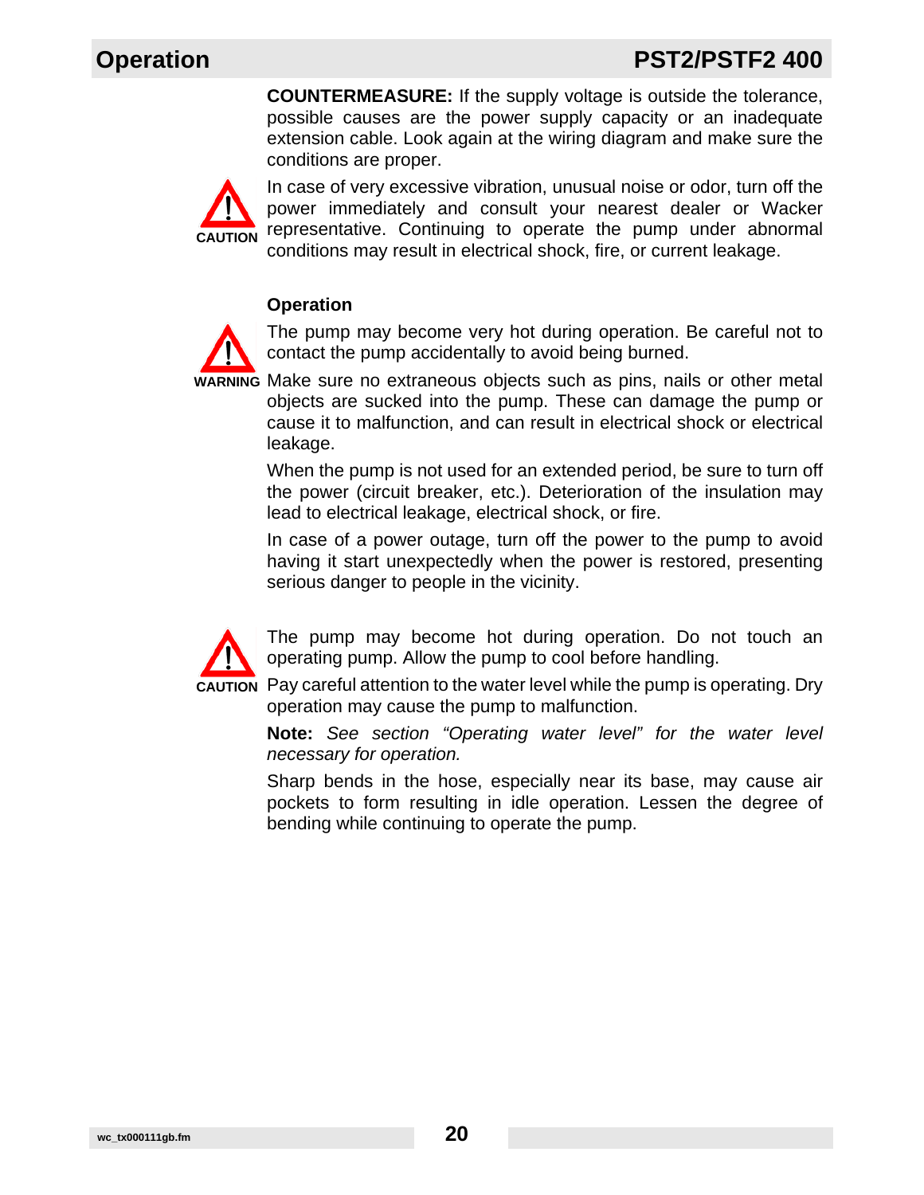**COUNTERMEASURE:** If the supply voltage is outside the tolerance, possible causes are the power supply capacity or an inadequate extension cable. Look again at the wiring diagram and make sure the conditions are proper.

CAUTION

In case of very excessive vibration, unusual noise or odor, turn off the power immediately and consult your nearest dealer or Wacker representative. Continuing to operate the pump under abnormal conditions may result in electrical shock, fire, or current leakage.

### Operation

WARNING

The pump may become very hot during operation. Be careful not to contact the pump accidentally to avoid being burned.

Make sure no extraneous objects such as pins, nails or other metal objects are sucked into the pump. These can damage the pump or cause it to malfunction, and can result in electrical shock or electrical leakage.

When the pump is not used for an extended period, be sure to turn off the power (circuit breaker, etc.). Deterioration of the insulation may lead to electrical leakage, electrical shock, or fire.

In case of a power outage, turn off the power to the pump to avoid having it start unexpectedly when the power is restored, presenting serious danger to people in the vicinity.

CAUTION

The pump may become hot during operation. Do not touch an operating pump. Allow the pump to cool before handling.

Pay careful attention to the water level while the pump is operating. Dry operation may cause the pump to malfunction.

**Note:** *See section “Operating water level” for the water level necessary for operation.*

Sharp bends in the hose, especially near its base, may cause air pockets to form resulting in idle operation. Lessen the degree of bending while continuing to operate the pump.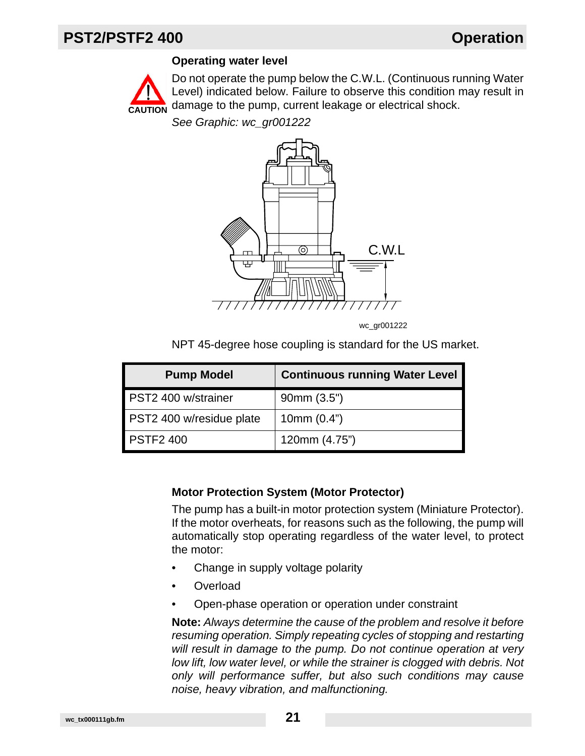### Operating water level

CAUTION

Do not operate the pump below the C.W.L. (Continuous running Water Level) indicated below. Failure to observe this condition may result in damage to the pump, current leakage or electrical shock.

*See Graphic: wc_gr001222*

C.W.L

wc_gr001222

NPT 45-degree hose coupling is standard for the US market.

| Pump Model | Continuous running Water Level |
|---|---|
| PST2 400 w/strainer | 90mm (3.5") |
| PST2 400 w/residue plate | 10mm (0.4") |
| PSTF2 400 | 120mm (4.75") |

### Motor Protection System (Motor Protector)

The pump has a built-in motor protection system (Miniature Protector). If the motor overheats, for reasons such as the following, the pump will automatically stop operating regardless of the water level, to protect the motor:

- Change in supply voltage polarity
- Overload
- Open-phase operation or operation under constraint

**Note:** *Always determine the cause of the problem and resolve it before resuming operation. Simply repeating cycles of stopping and restarting will result in damage to the pump. Do not continue operation at very low lift, low water level, or while the strainer is clogged with debris. Not only will performance suffer, but also such conditions may cause noise, heavy vibration, and malfunctioning.*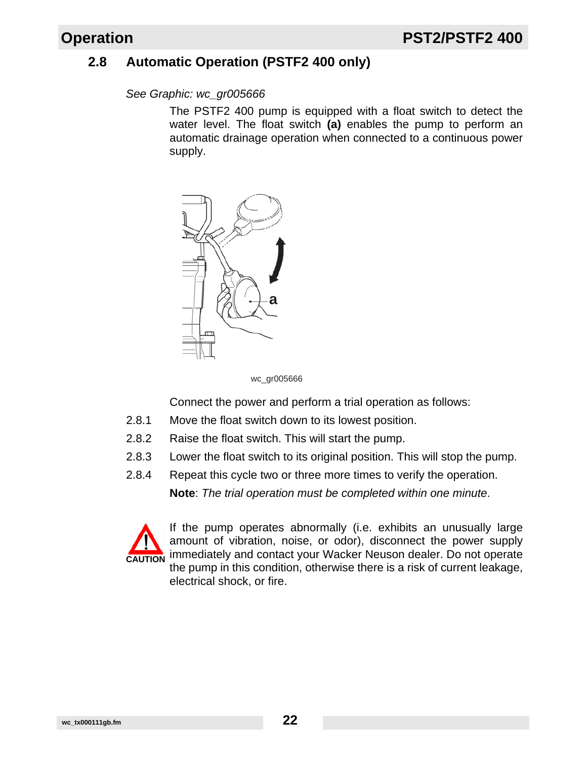## 2.8 Automatic Operation (PSTF2 400 only)

*See Graphic: wc_gr005666*

The PSTF2 400 pump is equipped with a float switch to detect the water level. The float switch **(a)** enables the pump to perform an automatic drainage operation when connected to a continuous power supply.

wc_gr005666

Connect the power and perform a trial operation as follows:

2.8.1 Move the float switch down to its lowest position.

2.8.2 Raise the float switch. This will start the pump.

2.8.3 Lower the float switch to its original position. This will stop the pump.

2.8.4 Repeat this cycle two or three more times to verify the operation.

**Note**: *The trial operation must be completed within one minute*.

**CAUTION** If the pump operates abnormally (i.e. exhibits an unusually large amount of vibration, noise, or odor), disconnect the power supply immediately and contact your Wacker Neuson dealer. Do not operate the pump in this condition, otherwise there is a risk of current leakage, electrical shock, or fire.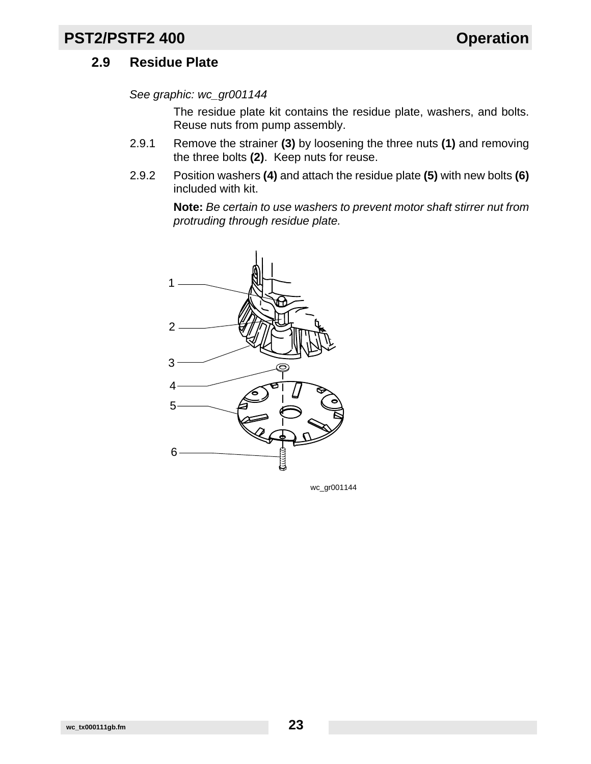## 2.9 Residue Plate

*See graphic: wc_gr001144*

The residue plate kit contains the residue plate, washers, and bolts. Reuse nuts from pump assembly.

2.9.1 Remove the strainer **(3)** by loosening the three nuts **(1)** and removing the three bolts **(2)**. Keep nuts for reuse.

2.9.2 Position washers **(4)** and attach the residue plate **(5)** with new bolts **(6)** included with kit.

**Note:** *Be certain to use washers to prevent motor shaft stirrer nut from protruding through residue plate.*

wc_gr001144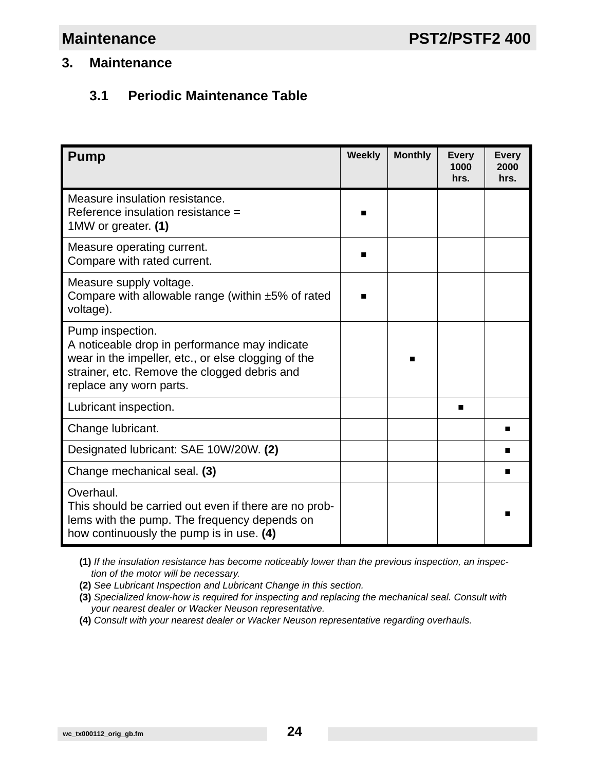## 3. Maintenance

### 3.1 Periodic Maintenance Table

| Pump | Weekly | Monthly | Every 1000 hrs. | Every 2000 hrs. |
|---|---|---|---|---|
| Measure insulation resistance.<br>Reference insulation resistance = 1MW or greater. **(1)** | ■ | | | |
| Measure operating current.<br>Compare with rated current. | ■ | | | |
| Measure supply voltage.<br>Compare with allowable range (within ±5% of rated voltage). | ■ | | | |
| Pump inspection.<br>A noticeable drop in performance may indicate wear in the impeller, etc., or else clogging of the strainer, etc. Remove the clogged debris and replace any worn parts. | | ■ | | |
| Lubricant inspection. | | | ■ | |
| Change lubricant. | | | | ■ |
| Designated lubricant: SAE 10W/20W. **(2)** | | | | ■ |
| Change mechanical seal. **(3)** | | | | ■ |
| Overhaul.<br>This should be carried out even if there are no problems with the pump. The frequency depends on how continuously the pump is in use. **(4)** | | | | ■ |

**(1)** *If the insulation resistance has become noticeably lower than the previous inspection, an inspection of the motor will be necessary.*

**(2)** *See Lubricant Inspection and Lubricant Change in this section.*

**(3)** *Specialized know-how is required for inspecting and replacing the mechanical seal. Consult with your nearest dealer or Wacker Neuson representative.*

**(4)** *Consult with your nearest dealer or Wacker Neuson representative regarding overhauls.*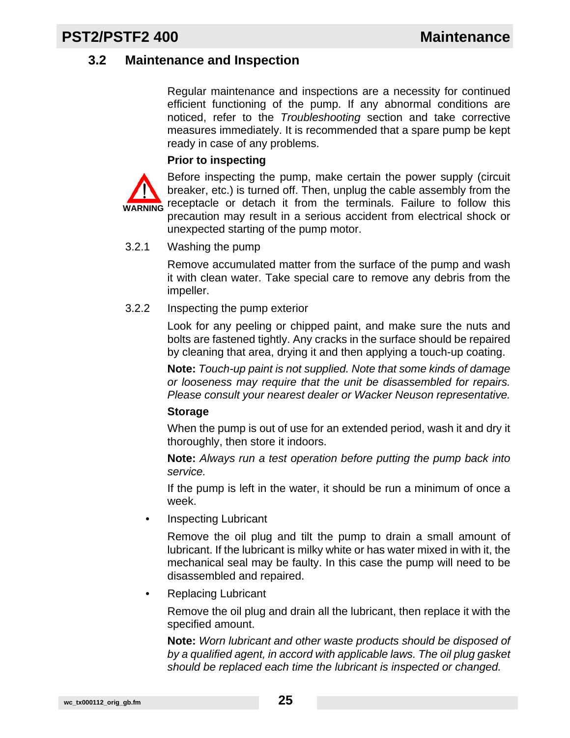## 3.2 Maintenance and Inspection

Regular maintenance and inspections are a necessity for continued efficient functioning of the pump. If any abnormal conditions are noticed, refer to the *Troubleshooting* section and take corrective measures immediately. It is recommended that a spare pump be kept ready in case of any problems.

**Prior to inspecting**

**WARNING**

Before inspecting the pump, make certain the power supply (circuit breaker, etc.) is turned off. Then, unplug the cable assembly from the receptacle or detach it from the terminals. Failure to follow this precaution may result in a serious accident from electrical shock or unexpected starting of the pump motor.

### 3.2.1 Washing the pump

Remove accumulated matter from the surface of the pump and wash it with clean water. Take special care to remove any debris from the impeller.

### 3.2.2 Inspecting the pump exterior

Look for any peeling or chipped paint, and make sure the nuts and bolts are fastened tightly. Any cracks in the surface should be repaired by cleaning that area, drying it and then applying a touch-up coating.

**Note:** *Touch-up paint is not supplied. Note that some kinds of damage or looseness may require that the unit be disassembled for repairs. Please consult your nearest dealer or Wacker Neuson representative.*

**Storage**

When the pump is out of use for an extended period, wash it and dry it thoroughly, then store it indoors.

**Note:** *Always run a test operation before putting the pump back into service.*

If the pump is left in the water, it should be run a minimum of once a week.

- Inspecting Lubricant

  Remove the oil plug and tilt the pump to drain a small amount of lubricant. If the lubricant is milky white or has water mixed in with it, the mechanical seal may be faulty. In this case the pump will need to be disassembled and repaired.

- Replacing Lubricant

  Remove the oil plug and drain all the lubricant, then replace it with the specified amount.

**Note:** *Worn lubricant and other waste products should be disposed of by a qualified agent, in accord with applicable laws. The oil plug gasket should be replaced each time the lubricant is inspected or changed.*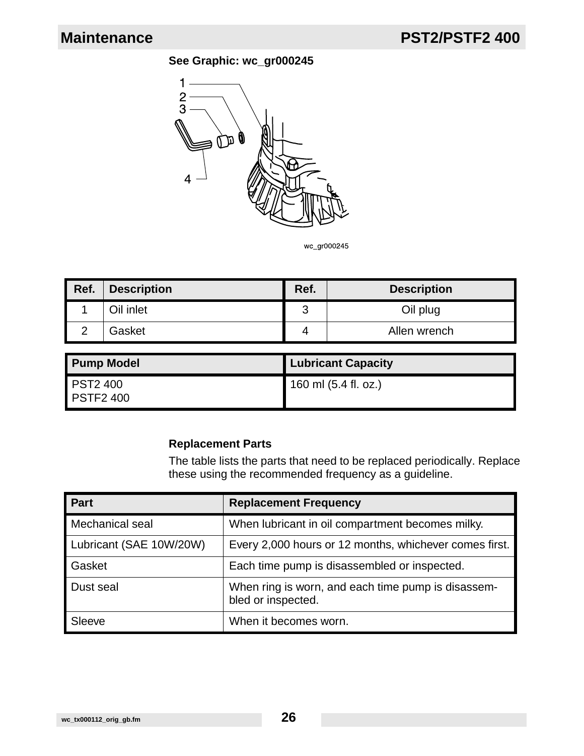See Graphic: wc_gr000245

wc_gr000245

| Ref. | Description | Ref. | Description |
|---|---|---|---|
| 1 | Oil inlet | 3 | Oil plug |
| 2 | Gasket | 4 | Allen wrench |

| Pump Model | Lubricant Capacity |
|---|---|
| PST2 400<br>PSTF2 400 | 160 ml (5.4 fl. oz.) |

**Replacement Parts**

The table lists the parts that need to be replaced periodically. Replace these using the recommended frequency as a guideline.

| Part | Replacement Frequency |
|---|---|
| Mechanical seal | When lubricant in oil compartment becomes milky. |
| Lubricant (SAE 10W/20W) | Every 2,000 hours or 12 months, whichever comes first. |
| Gasket | Each time pump is disassembled or inspected. |
| Dust seal | When ring is worn, and each time pump is disassembled or inspected. |
| Sleeve | When it becomes worn. |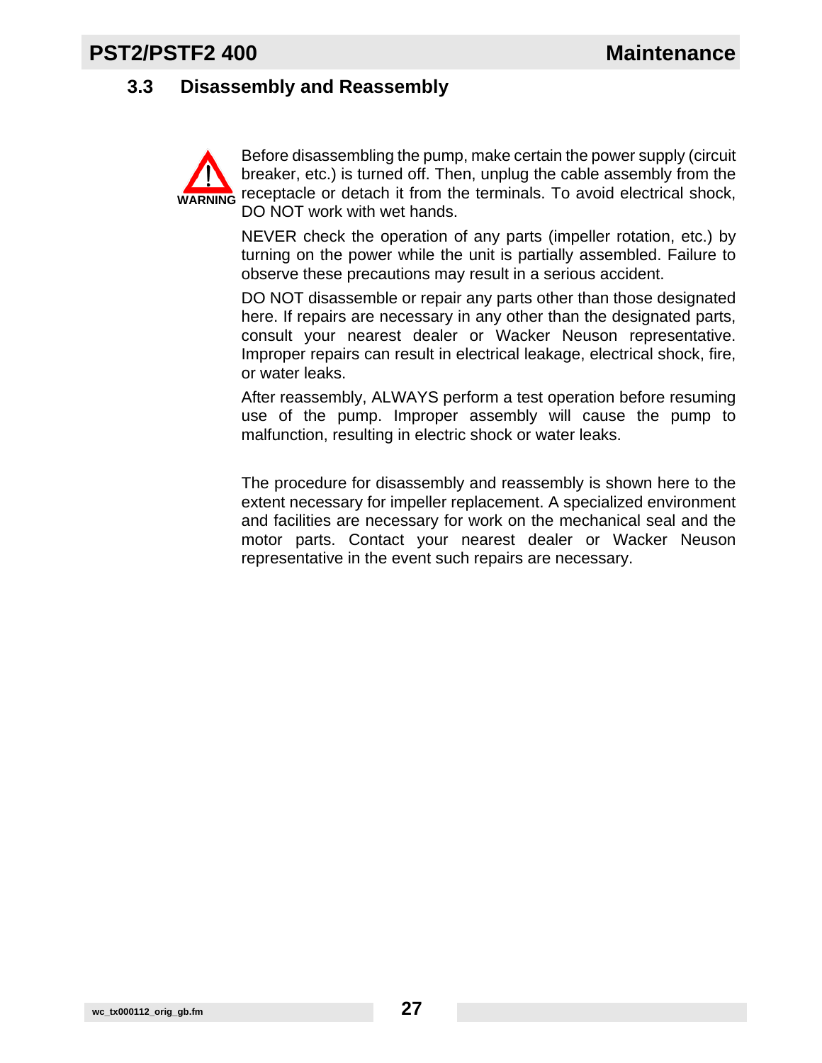## 3.3 Disassembly and Reassembly

**WARNING**

Before disassembling the pump, make certain the power supply (circuit breaker, etc.) is turned off. Then, unplug the cable assembly from the receptacle or detach it from the terminals. To avoid electrical shock, DO NOT work with wet hands.

NEVER check the operation of any parts (impeller rotation, etc.) by turning on the power while the unit is partially assembled. Failure to observe these precautions may result in a serious accident.

DO NOT disassemble or repair any parts other than those designated here. If repairs are necessary in any other than the designated parts, consult your nearest dealer or Wacker Neuson representative. Improper repairs can result in electrical leakage, electrical shock, fire, or water leaks.

After reassembly, ALWAYS perform a test operation before resuming use of the pump. Improper assembly will cause the pump to malfunction, resulting in electric shock or water leaks.

The procedure for disassembly and reassembly is shown here to the extent necessary for impeller replacement. A specialized environment and facilities are necessary for work on the mechanical seal and the motor parts. Contact your nearest dealer or Wacker Neuson representative in the event such repairs are necessary.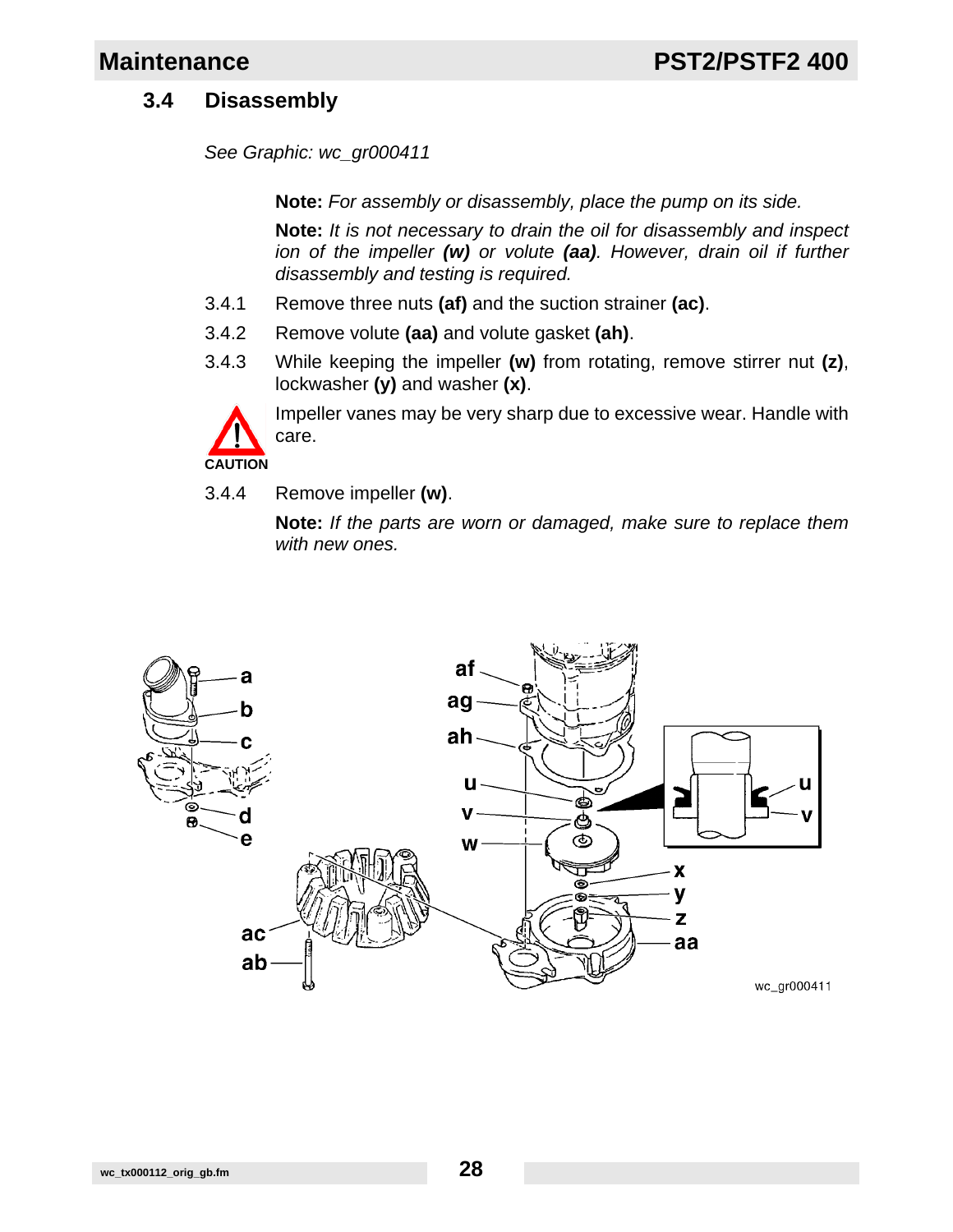## 3.4 Disassembly

*See Graphic: wc_gr000411*

**Note:** *For assembly or disassembly, place the pump on its side.*

**Note:** *It is not necessary to drain the oil for disassembly and inspect ion of the impeller **(w)** or volute **(aa)**. However, drain oil if further disassembly and testing is required.*

3.4.1 Remove three nuts **(af)** and the suction strainer **(ac)**.

3.4.2 Remove volute **(aa)** and volute gasket **(ah)**.

3.4.3 While keeping the impeller **(w)** from rotating, remove stirrer nut **(z)**, lockwasher **(y)** and washer **(x)**.

**CAUTION**

Impeller vanes may be very sharp due to excessive wear. Handle with care.

3.4.4 Remove impeller **(w)**.

**Note:** *If the parts are worn or damaged, make sure to replace them with new ones.*

wc_gr000411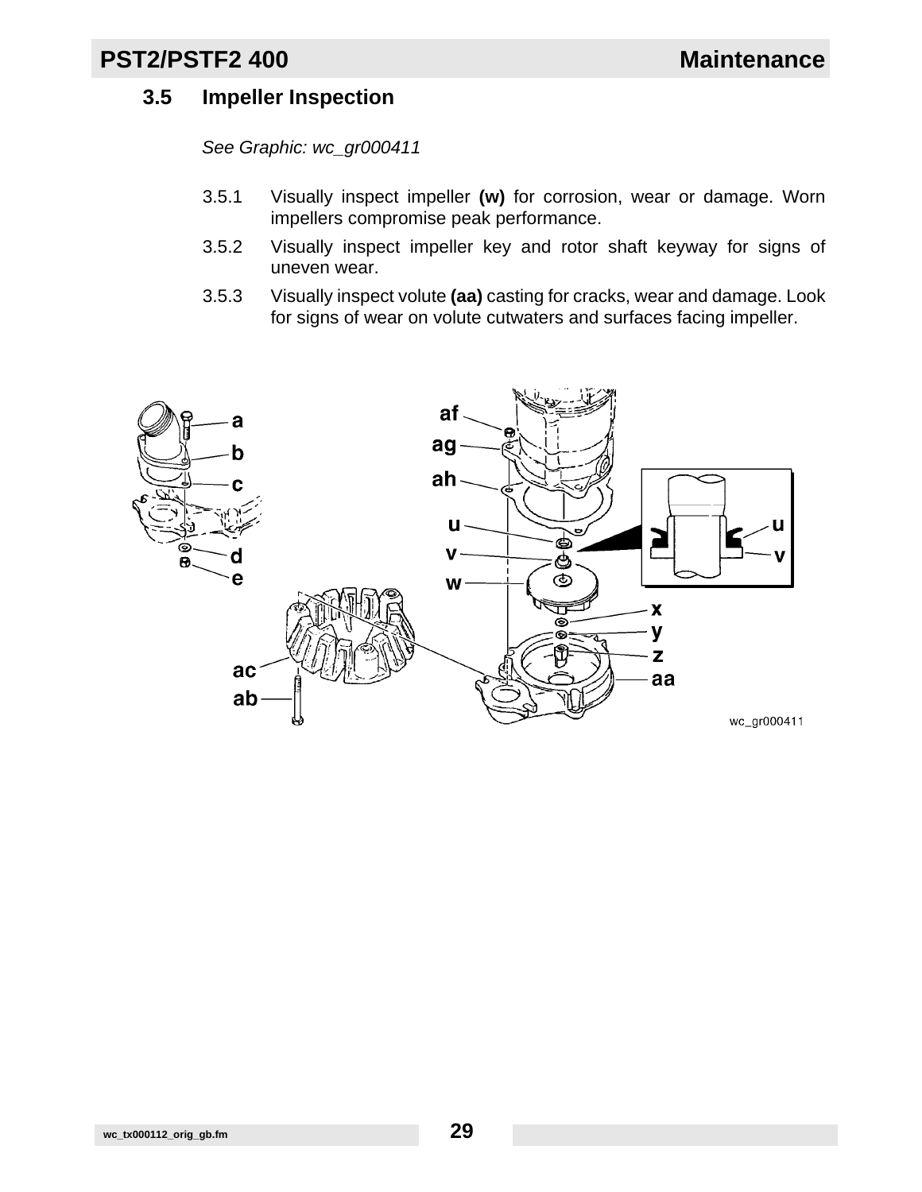## 3.5 Impeller Inspection

*See Graphic: wc_gr000411*

3.5.1 Visually inspect impeller **(w)** for corrosion, wear or damage. Worn impellers compromise peak performance.

3.5.2 Visually inspect impeller key and rotor shaft keyway for signs of uneven wear.

3.5.3 Visually inspect volute **(aa)** casting for cracks, wear and damage. Look for signs of wear on volute cutwaters and surfaces facing impeller.

wc_gr000411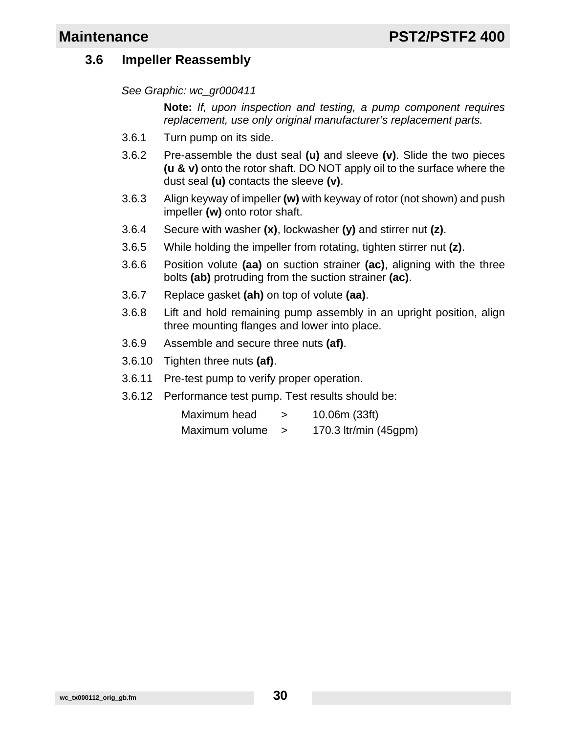## 3.6 Impeller Reassembly

*See Graphic: wc_gr000411*

**Note:** *If, upon inspection and testing, a pump component requires replacement, use only original manufacturer's replacement parts.*

3.6.1 Turn pump on its side.

3.6.2 Pre-assemble the dust seal **(u)** and sleeve **(v)**. Slide the two pieces **(u & v)** onto the rotor shaft. DO NOT apply oil to the surface where the dust seal **(u)** contacts the sleeve **(v)**.

3.6.3 Align keyway of impeller **(w)** with keyway of rotor (not shown) and push impeller **(w)** onto rotor shaft.

3.6.4 Secure with washer **(x)**, lockwasher **(y)** and stirrer nut **(z)**.

3.6.5 While holding the impeller from rotating, tighten stirrer nut **(z)**.

3.6.6 Position volute **(aa)** on suction strainer **(ac)**, aligning with the three bolts **(ab)** protruding from the suction strainer **(ac)**.

3.6.7 Replace gasket **(ah)** on top of volute **(aa)**.

3.6.8 Lift and hold remaining pump assembly in an upright position, align three mounting flanges and lower into place.

3.6.9 Assemble and secure three nuts **(af)**.

3.6.10 Tighten three nuts **(af)**.

3.6.11 Pre-test pump to verify proper operation.

3.6.12 Performance test pump. Test results should be:

| | | |
|---|---|---|
| Maximum head | > | 10.06m (33ft) |
| Maximum volume | > | 170.3 ltr/min (45gpm) |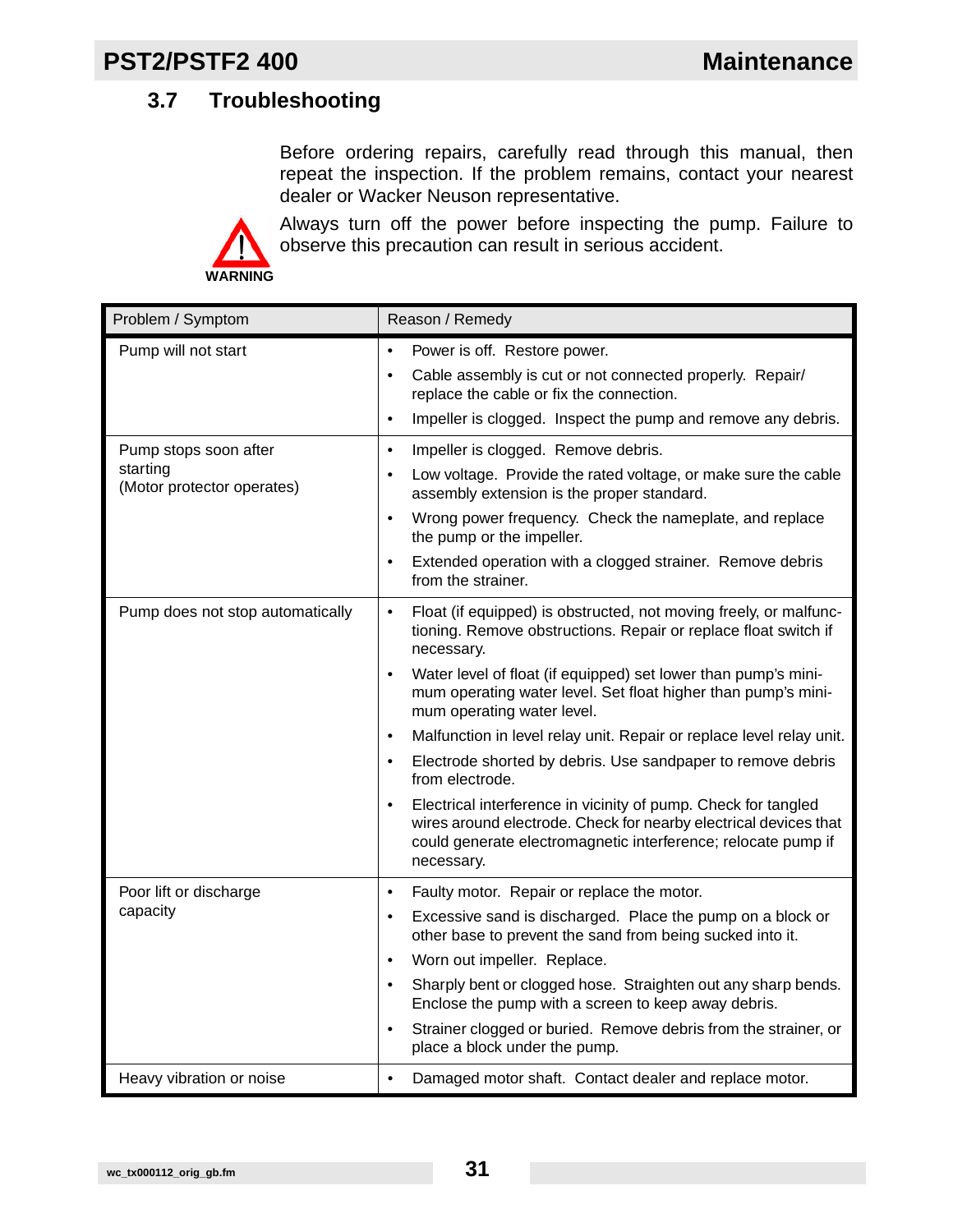## 3.7 Troubleshooting

Before ordering repairs, carefully read through this manual, then repeat the inspection. If the problem remains, contact your nearest dealer or Wacker Neuson representative.

**WARNING**

Always turn off the power before inspecting the pump. Failure to observe this precaution can result in serious accident.

| Problem / Symptom | Reason / Remedy |
|---|---|
| Pump will not start | • Power is off. Restore power.<br>• Cable assembly is cut or not connected properly. Repair/ replace the cable or fix the connection.<br>• Impeller is clogged. Inspect the pump and remove any debris. |
| Pump stops soon after starting (Motor protector operates) | • Impeller is clogged. Remove debris.<br>• Low voltage. Provide the rated voltage, or make sure the cable assembly extension is the proper standard.<br>• Wrong power frequency. Check the nameplate, and replace the pump or the impeller.<br>• Extended operation with a clogged strainer. Remove debris from the strainer. |
| Pump does not stop automatically | • Float (if equipped) is obstructed, not moving freely, or malfunctioning. Remove obstructions. Repair or replace float switch if necessary.<br>• Water level of float (if equipped) set lower than pump's minimum operating water level. Set float higher than pump's minimum operating water level.<br>• Malfunction in level relay unit. Repair or replace level relay unit.<br>• Electrode shorted by debris. Use sandpaper to remove debris from electrode.<br>• Electrical interference in vicinity of pump. Check for tangled wires around electrode. Check for nearby electrical devices that could generate electromagnetic interference; relocate pump if necessary. |
| Poor lift or discharge capacity | • Faulty motor. Repair or replace the motor.<br>• Excessive sand is discharged. Place the pump on a block or other base to prevent the sand from being sucked into it.<br>• Worn out impeller. Replace.<br>• Sharply bent or clogged hose. Straighten out any sharp bends. Enclose the pump with a screen to keep away debris.<br>• Strainer clogged or buried. Remove debris from the strainer, or place a block under the pump. |
| Heavy vibration or noise | • Damaged motor shaft. Contact dealer and replace motor. |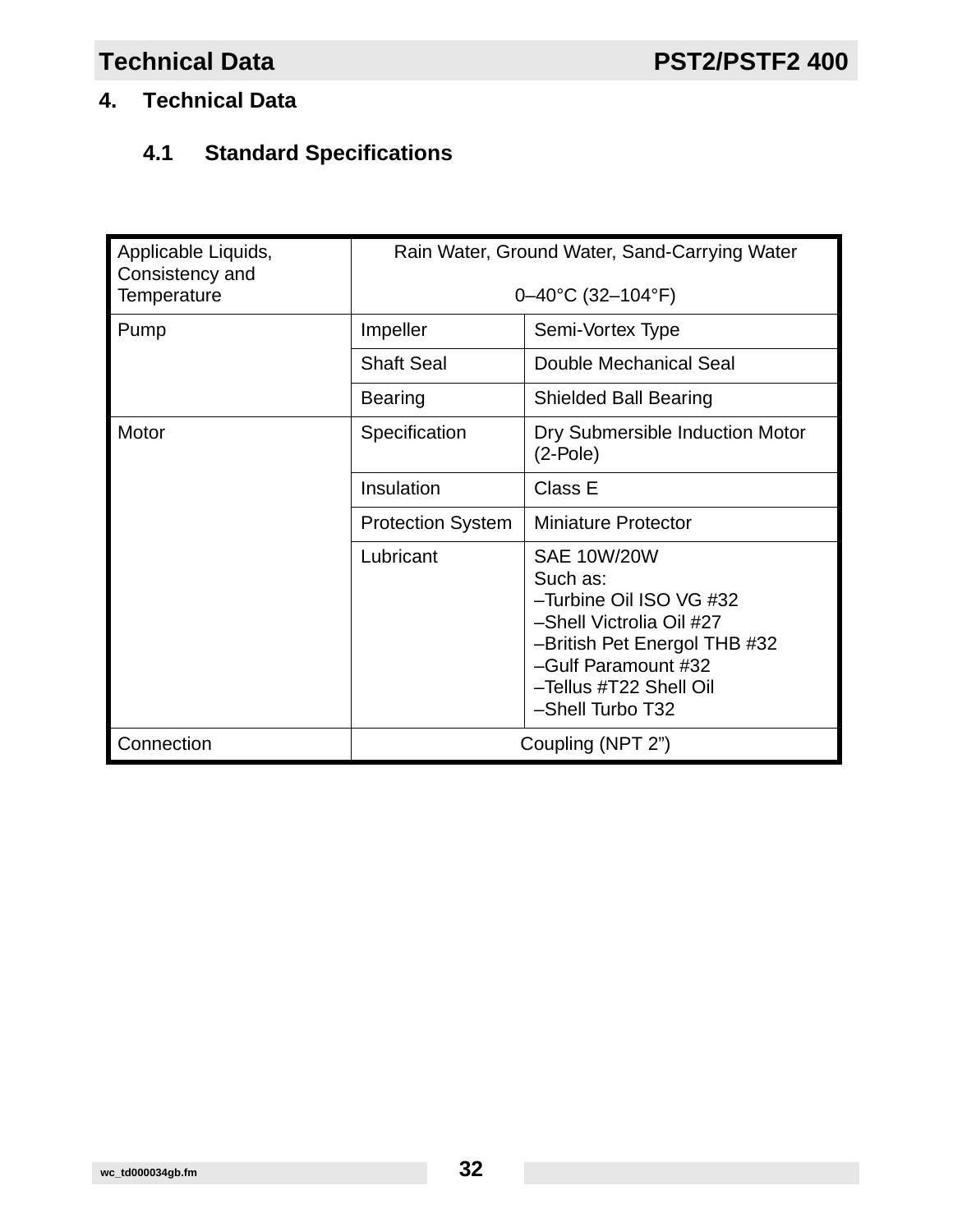# 4. Technical Data

## 4.1 Standard Specifications

| | | |
|---|---|---|
| Applicable Liquids, Consistency and Temperature | Rain Water, Ground Water, Sand-Carrying Water<br><br>0–40°C (32–104°F) | |
| Pump | Impeller | Semi-Vortex Type |
| | Shaft Seal | Double Mechanical Seal |
| | Bearing | Shielded Ball Bearing |
| Motor | Specification | Dry Submersible Induction Motor (2-Pole) |
| | Insulation | Class E |
| | Protection System | Miniature Protector |
| | Lubricant | SAE 10W/20W<br>Such as:<br>–Turbine Oil ISO VG #32<br>–Shell Victrolia Oil #27<br>–British Pet Energol THB #32<br>–Gulf Paramount #32<br>–Tellus #T22 Shell Oil<br>–Shell Turbo T32 |
| Connection | Coupling (NPT 2”) | |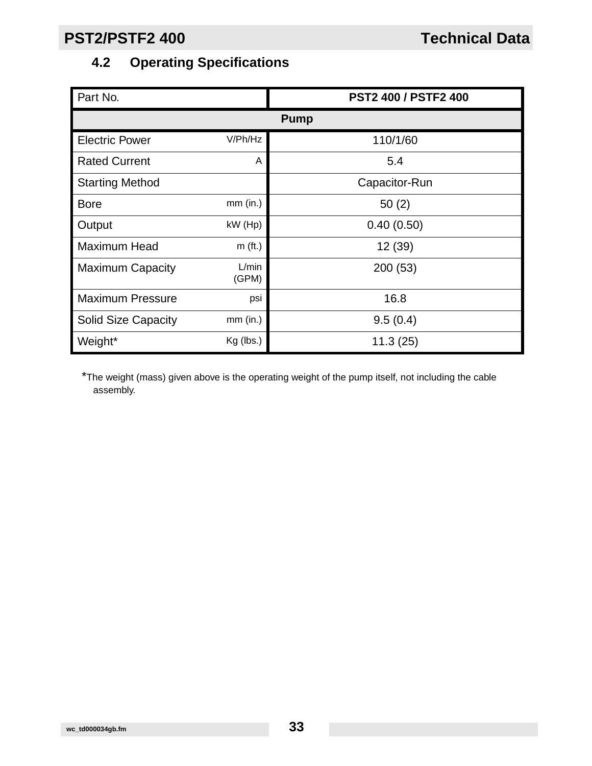## 4.2 Operating Specifications

| Part No. | | PST2 400 / PSTF2 400 |
|---|---|---|
| **Pump** | | |
| Electric Power | V/Ph/Hz | 110/1/60 |
| Rated Current | A | 5.4 |
| Starting Method | | Capacitor-Run |
| Bore | mm (in.) | 50 (2) |
| Output | kW (Hp) | 0.40 (0.50) |
| Maximum Head | m (ft.) | 12 (39) |
| Maximum Capacity | L/min (GPM) | 200 (53) |
| Maximum Pressure | psi | 16.8 |
| Solid Size Capacity | mm (in.) | 9.5 (0.4) |
| Weight* | Kg (lbs.) | 11.3 (25) |

*The weight (mass) given above is the operating weight of the pump itself, not including the cable assembly.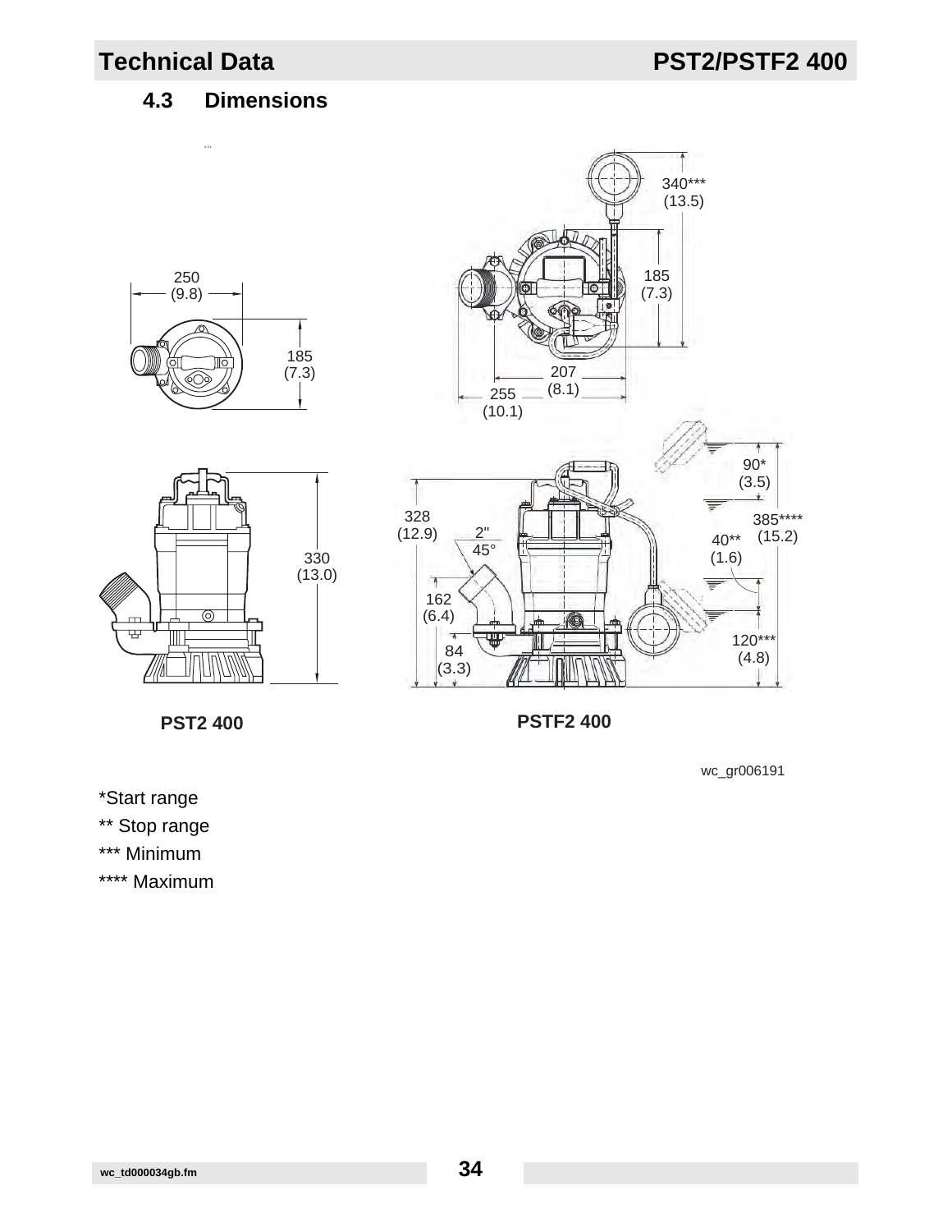## 4.3 Dimensions

250
(9.8)

185
(7.3)

340***
(13.5)

185
(7.3)

207
(8.1)

255
(10.1)

90*
(3.5)

328
(12.9)

2"
45°

385****
(15.2)

40**
(1.6)

330
(13.0)

162
(6.4)

84
(3.3)

120***
(4.8)

PST2 400

PSTF2 400

wc_gr006191

*Start range

** Stop range

*** Minimum

**** Maximum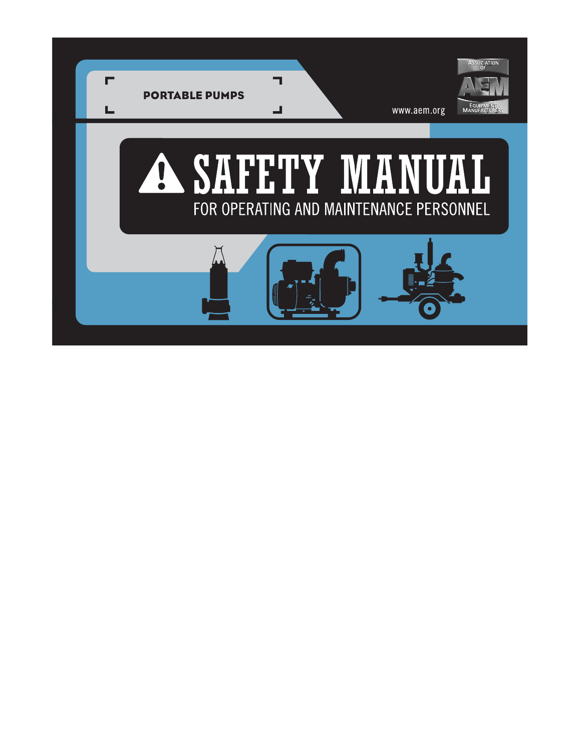PORTABLE PUMPS

www.aem.org

ASSOCIATION OF EQUIPMENT MANUFACTURERS

# SAFETY MANUAL

## FOR OPERATING AND MAINTENANCE PERSONNEL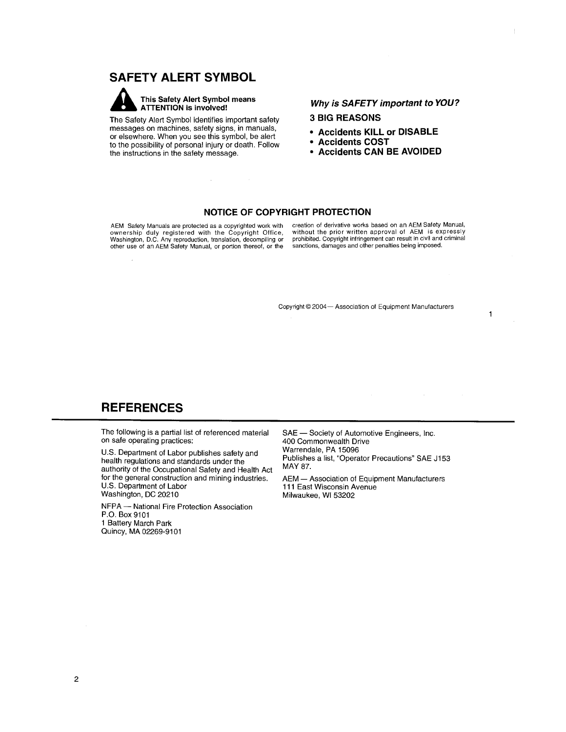## SAFETY ALERT SYMBOL

**This Safety Alert Symbol means ATTENTION is involved!**

The Safety Alert Symbol identifies important safety messages on machines, safety signs, in manuals, or elsewhere. When you see this symbol, be alert to the possibility of personal injury or death. Follow the instructions in the safety message.

***Why is SAFETY important to YOU?***

**3 BIG REASONS**

- **Accidents KILL or DISABLE**
- **Accidents COST**
- **Accidents CAN BE AVOIDED**

### NOTICE OF COPYRIGHT PROTECTION

AEM Safety Manuals are protected as a copyrighted work with ownership duly registered with the Copyright Office, Washington, D.C. Any reproduction, translation, decompiling or other use of an AEM Safety Manual, or portion thereof, or the creation of derivative works based on an AEM Safety Manual, without the prior written approval of AEM is expressly prohibited. Copyright infringement can result in civil and criminal sanctions, damages and other penalties being imposed.

Copyright © 2004— Association of Equipment Manufacturers

## REFERENCES

The following is a partial list of referenced material on safe operating practices:

U.S. Department of Labor publishes safety and health regulations and standards under the authority of the Occupational Safety and Health Act for the general construction and mining industries.
U.S. Department of Labor
Washington, DC 20210

NFPA — National Fire Protection Association
P.O. Box 9101
1 Battery March Park
Quincy, MA 02269-9101

SAE — Society of Automotive Engineers, Inc.
400 Commonwealth Drive
Warrendale, PA 15096
Publishes a list, "Operator Precautions" SAE J153 MAY 87.

AEM — Association of Equipment Manufacturers
111 East Wisconsin Avenue
Milwaukee, WI 53202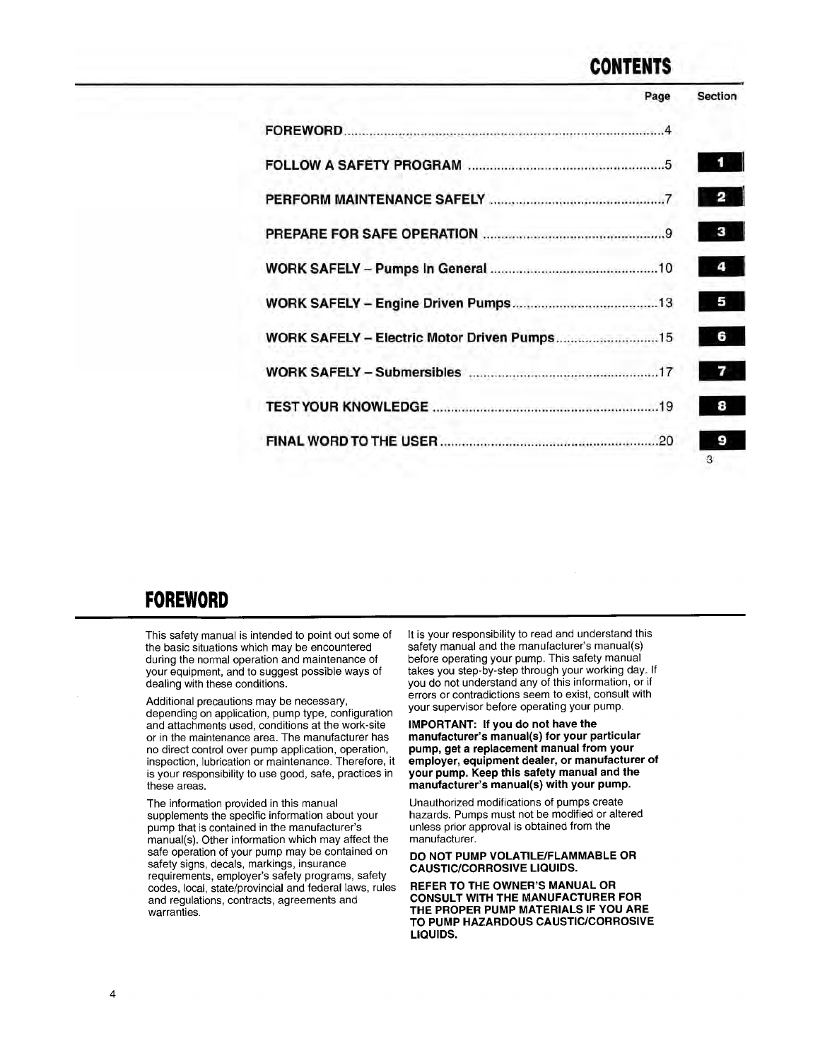# CONTENTS

| | Page | Section |
|---|---|---|
| FOREWORD | 4 | |
| FOLLOW A SAFETY PROGRAM | 5 | 1 |
| PERFORM MAINTENANCE SAFELY | 7 | 2 |
| PREPARE FOR SAFE OPERATION | 9 | 3 |
| WORK SAFELY – Pumps In General | 10 | 4 |
| WORK SAFELY – Engine Driven Pumps | 13 | 5 |
| WORK SAFELY – Electric Motor Driven Pumps | 15 | 6 |
| WORK SAFELY – Submersibles | 17 | 7 |
| TEST YOUR KNOWLEDGE | 19 | 8 |
| FINAL WORD TO THE USER | 20 | 9 |

# FOREWORD

This safety manual is intended to point out some of the basic situations which may be encountered during the normal operation and maintenance of your equipment, and to suggest possible ways of dealing with these conditions.

Additional precautions may be necessary, depending on application, pump type, configuration and attachments used, conditions at the work-site or in the maintenance area. The manufacturer has no direct control over pump application, operation, inspection, lubrication or maintenance. Therefore, it is your responsibility to use good, safe, practices in these areas.

The information provided in this manual supplements the specific information about your pump that is contained in the manufacturer's manual(s). Other information which may affect the safe operation of your pump may be contained on safety signs, decals, markings, insurance requirements, employer's safety programs, safety codes, local, state/provincial and federal laws, rules and regulations, contracts, agreements and warranties.

It is your responsibility to read and understand this safety manual and the manufacturer's manual(s) before operating your pump. This safety manual takes you step-by-step through your working day. If you do not understand any of this information, or if errors or contradictions seem to exist, consult with your supervisor before operating your pump.

**IMPORTANT: If you do not have the manufacturer's manual(s) for your particular pump, get a replacement manual from your employer, equipment dealer, or manufacturer of your pump. Keep this safety manual and the manufacturer's manual(s) with your pump.**

Unauthorized modifications of pumps create hazards. Pumps must not be modified or altered unless prior approval is obtained from the manufacturer.

**DO NOT PUMP VOLATILE/FLAMMABLE OR CAUSTIC/CORROSIVE LIQUIDS.**

**REFER TO THE OWNER'S MANUAL OR CONSULT WITH THE MANUFACTURER FOR THE PROPER PUMP MATERIALS IF YOU ARE TO PUMP HAZARDOUS CAUSTIC/CORROSIVE LIQUIDS.**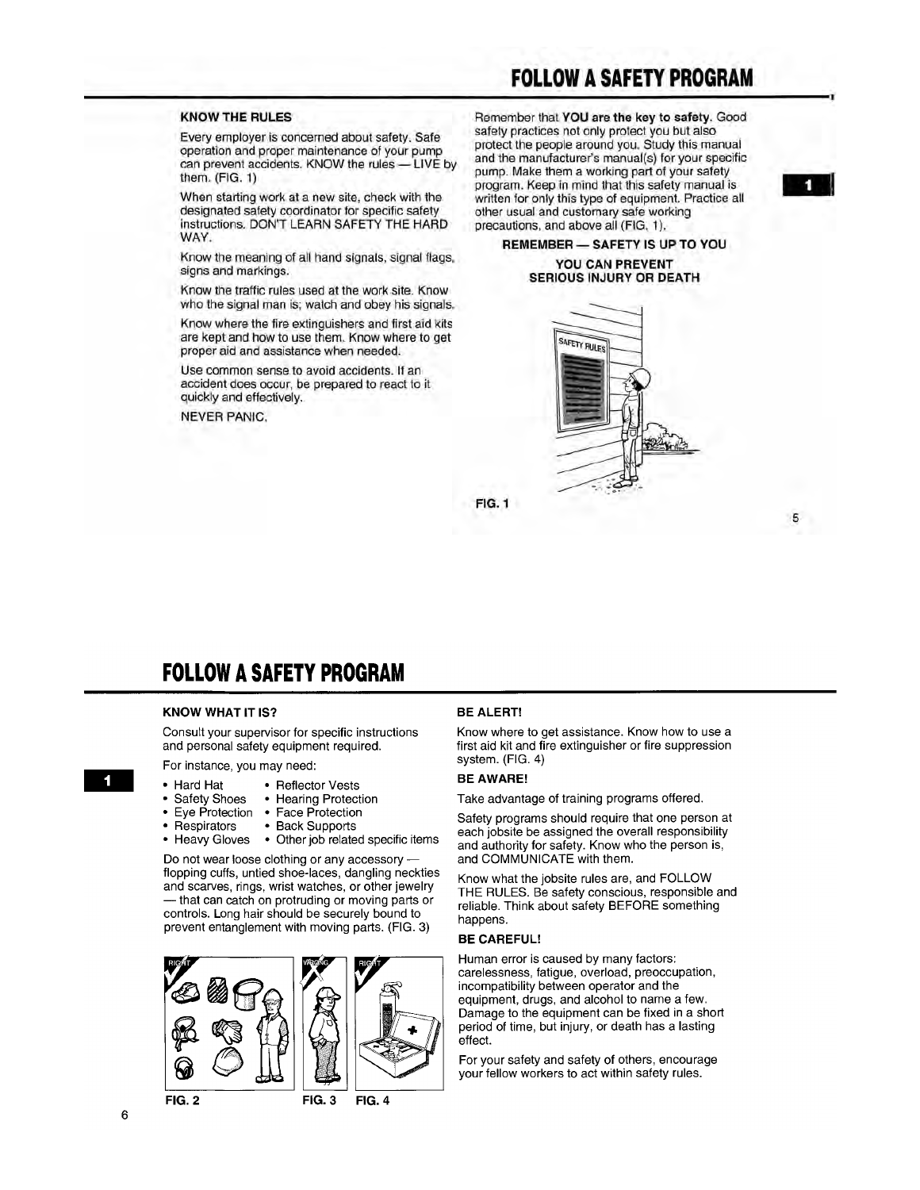# FOLLOW A SAFETY PROGRAM

### KNOW THE RULES

Every employer is concerned about safety. Safe operation and proper maintenance of your pump can prevent accidents. KNOW the rules — LIVE by them. (FIG. 1)

When starting work at a new site, check with the designated safety coordinator for specific safety instructions. DON'T LEARN SAFETY THE HARD WAY.

Know the meaning of all hand signals, signal flags, signs and markings.

Know the traffic rules used at the work site. Know who the signal man is; watch and obey his signals.

Know where the fire extinguishers and first aid kits are kept and how to use them. Know where to get proper aid and assistance when needed.

Use common sense to avoid accidents. If an accident does occur, be prepared to react to it quickly and effectively.

NEVER PANIC.

Remember that **YOU are the key to safety.** Good safety practices not only protect you but also protect the people around you. Study this manual and the manufacturer's manual(s) for your specific pump. Make them a working part of your safety program. Keep in mind that this safety manual is written for only this type of equipment. Practice all other usual and customary safe working precautions, and above all (FIG. 1).

**REMEMBER — SAFETY IS UP TO YOU**

**YOU CAN PREVENT SERIOUS INJURY OR DEATH**

FIG. 1

# FOLLOW A SAFETY PROGRAM

### KNOW WHAT IT IS?

Consult your supervisor for specific instructions and personal safety equipment required.

For instance, you may need:

- Hard Hat
- Safety Shoes
- Eye Protection
- Respirators
- Heavy Gloves
- Reflector Vests
- Hearing Protection
- Face Protection
- Back Supports
- Other job related specific items

Do not wear loose clothing or any accessory — flopping cuffs, untied shoe-laces, dangling neckties and scarves, rings, wrist watches, or other jewelry — that can catch on protruding or moving parts or controls. Long hair should be securely bound to prevent entanglement with moving parts. (FIG. 3)

FIG. 2 FIG. 3 FIG. 4

### BE ALERT!

Know where to get assistance. Know how to use a first aid kit and fire extinguisher or fire suppression system. (FIG. 4)

### BE AWARE!

Take advantage of training programs offered.

Safety programs should require that one person at each jobsite be assigned the overall responsibility and authority for safety. Know who the person is, and COMMUNICATE with them.

Know what the jobsite rules are, and FOLLOW THE RULES. Be safety conscious, responsible and reliable. Think about safety BEFORE something happens.

### BE CAREFUL!

Human error is caused by many factors: carelessness, fatigue, overload, preoccupation, incompatibility between operator and the equipment, drugs, and alcohol to name a few. Damage to the equipment can be fixed in a short period of time, but injury, or death has a lasting effect.

For your safety and safety of others, encourage your fellow workers to act within safety rules.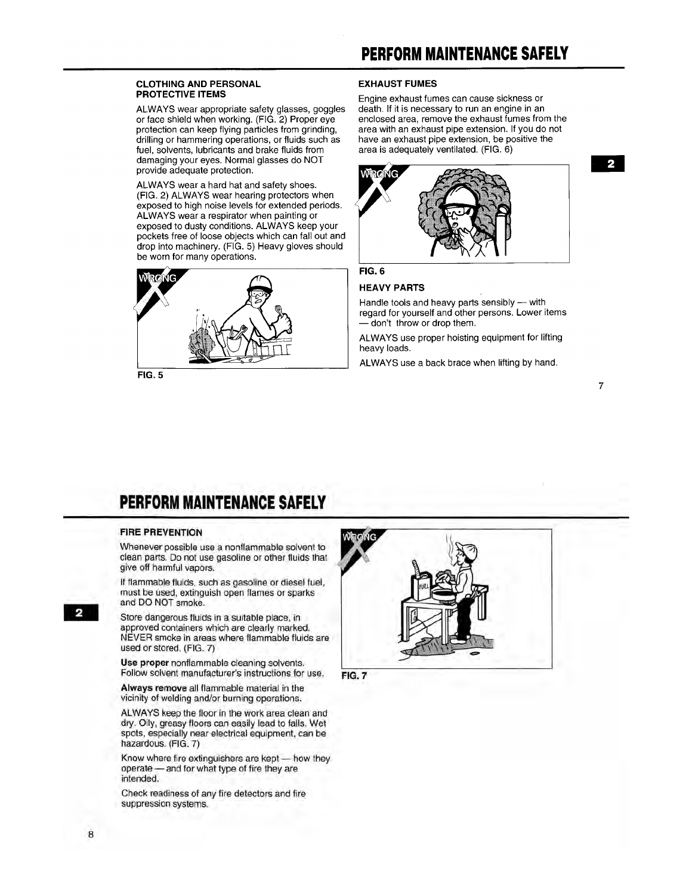# PERFORM MAINTENANCE SAFELY

### CLOTHING AND PERSONAL PROTECTIVE ITEMS

ALWAYS wear appropriate safety glasses, goggles or face shield when working. (FIG. 2) Proper eye protection can keep flying particles from grinding, drilling or hammering operations, or fluids such as fuel, solvents, lubricants and brake fluids from damaging your eyes. Normal glasses do NOT provide adequate protection.

ALWAYS wear a hard hat and safety shoes. (FIG. 2) ALWAYS wear hearing protectors when exposed to high noise levels for extended periods. ALWAYS wear a respirator when painting or exposed to dusty conditions. ALWAYS keep your pockets free of loose objects which can fall out and drop into machinery. (FIG. 5) Heavy gloves should be worn for many operations.

WRONG

FIG. 5

### EXHAUST FUMES

Engine exhaust fumes can cause sickness or death. If it is necessary to run an engine in an enclosed area, remove the exhaust fumes from the area with an exhaust pipe extension. If you do not have an exhaust pipe extension, be positive the area is adequately ventilated. (FIG. 6)

WRONG

FIG. 6

### HEAVY PARTS

Handle tools and heavy parts sensibly — with regard for yourself and other persons. Lower items — don't throw or drop them.

ALWAYS use proper hoisting equipment for lifting heavy loads.

ALWAYS use a back brace when lifting by hand.

# PERFORM MAINTENANCE SAFELY

### FIRE PREVENTION

Whenever possible use a nonflammable solvent to clean parts. Do not use gasoline or other fluids that give off harmful vapors.

If flammable fluids, such as gasoline or diesel fuel, must be used, extinguish open flames or sparks and DO NOT smoke.

Store dangerous fluids in a suitable place, in approved containers which are clearly marked. NEVER smoke in areas where flammable fluids are used or stored. (FIG. 7)

**Use proper** nonflammable cleaning solvents. Follow solvent manufacturer's instructions for use.

**Always remove** all flammable material in the vicinity of welding and/or burning operations.

ALWAYS keep the floor in the work area clean and dry. Oily, greasy floors can easily lead to falls. Wet spots, especially near electrical equipment, can be hazardous. (FIG. 7)

Know where fire extinguishers are kept — how they operate — and for what type of fire they are intended.

Check readiness of any fire detectors and fire suppression systems.

WRONG

FIG. 7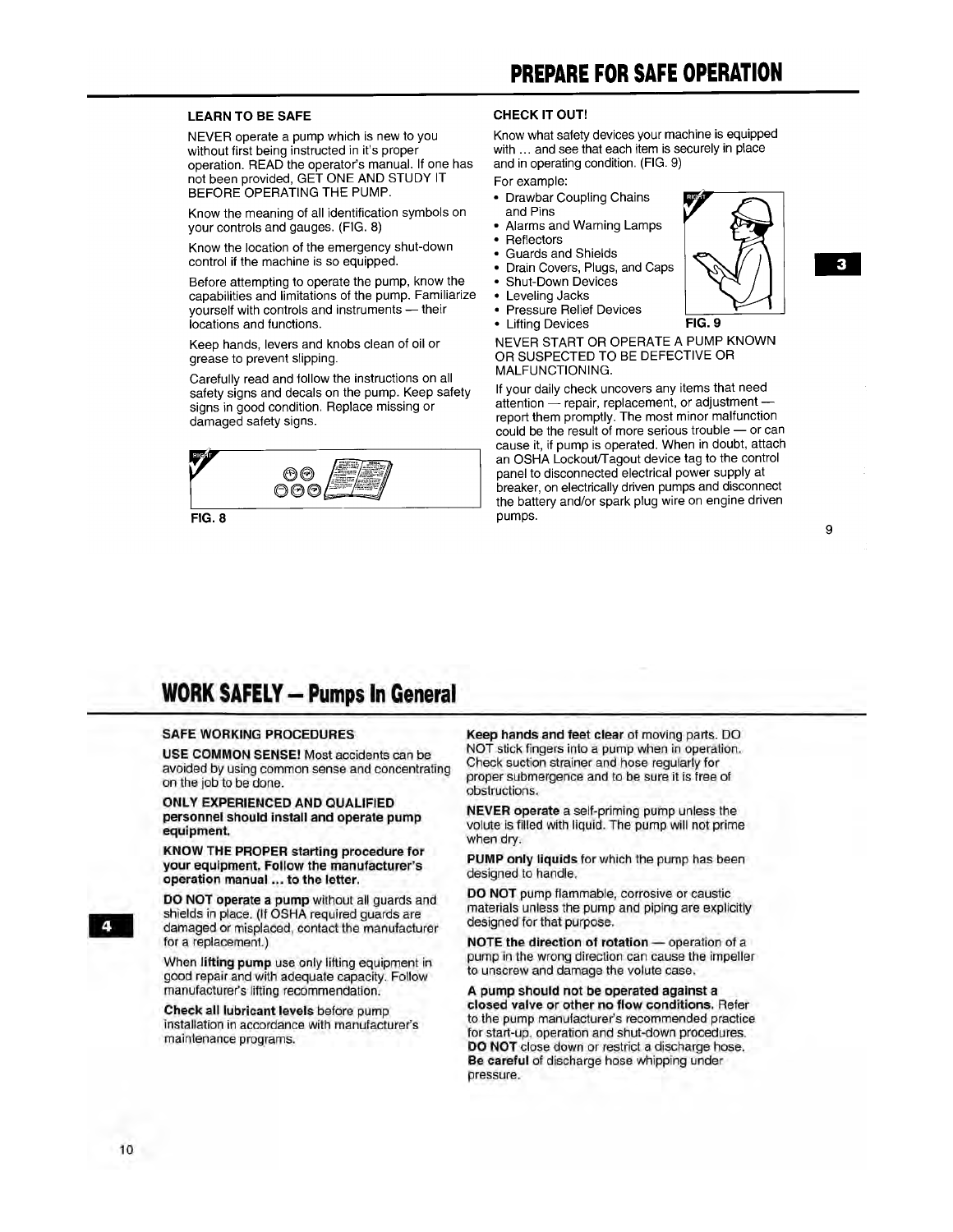# PREPARE FOR SAFE OPERATION

**LEARN TO BE SAFE**

NEVER operate a pump which is new to you without first being instructed in it's proper operation. READ the operator's manual. If one has not been provided, GET ONE AND STUDY IT BEFORE OPERATING THE PUMP.

Know the meaning of all identification symbols on your controls and gauges. (FIG. 8)

Know the location of the emergency shut-down control if the machine is so equipped.

Before attempting to operate the pump, know the capabilities and limitations of the pump. Familiarize yourself with controls and instruments — their locations and functions.

Keep hands, levers and knobs clean of oil or grease to prevent slipping.

Carefully read and follow the instructions on all safety signs and decals on the pump. Keep safety signs in good condition. Replace missing or damaged safety signs.

FIG. 8

**CHECK IT OUT!**

Know what safety devices your machine is equipped with ... and see that each item is securely in place and in operating condition. (FIG. 9)

For example:

- Drawbar Coupling Chains and Pins
- Alarms and Warning Lamps
- Reflectors
- Guards and Shields
- Drain Covers, Plugs, and Caps
- Shut-Down Devices
- Leveling Jacks
- Pressure Relief Devices
- Lifting Devices

FIG. 9

NEVER START OR OPERATE A PUMP KNOWN OR SUSPECTED TO BE DEFECTIVE OR MALFUNCTIONING.

If your daily check uncovers any items that need attention — repair, replacement, or adjustment — report them promptly. The most minor malfunction could be the result of more serious trouble — or can cause it, if pump is operated. When in doubt, attach an OSHA Lockout/Tagout device tag to the control panel to disconnected electrical power supply at breaker, on electrically driven pumps and disconnect the battery and/or spark plug wire on engine driven pumps.

# WORK SAFELY – Pumps In General

**SAFE WORKING PROCEDURES**

**USE COMMON SENSE!** Most accidents can be avoided by using common sense and concentrating on the job to be done.

**ONLY EXPERIENCED AND QUALIFIED personnel should install and operate pump equipment.**

**KNOW THE PROPER starting procedure for your equipment. Follow the manufacturer's operation manual ... to the letter.**

**DO NOT operate a pump** without all guards and shields in place. (If OSHA required guards are damaged or misplaced, contact the manufacturer for a replacement.)

When **lifting pump** use only lifting equipment in good repair and with adequate capacity. Follow manufacturer's lifting recommendation.

**Check all lubricant levels** before pump installation in accordance with manufacturer's maintenance programs.

**Keep hands and feet clear** of moving parts. DO NOT stick fingers into a pump when in operation. Check suction strainer and hose regularly for proper submergence and to be sure it is free of obstructions.

**NEVER operate** a self-priming pump unless the volute is filled with liquid. The pump will not prime when dry.

**PUMP only liquids** for which the pump has been designed to handle.

**DO NOT** pump flammable, corrosive or caustic materials unless the pump and piping are explicitly designed for that purpose.

**NOTE the direction of rotation** — operation of a pump in the wrong direction can cause the impeller to unscrew and damage the volute case.

**A pump should not be operated against a closed valve or other no flow conditions.** Refer to the pump manufacturer's recommended practice for start-up, operation and shut-down procedures. **DO NOT** close down or restrict a discharge hose. **Be careful** of discharge hose whipping under pressure.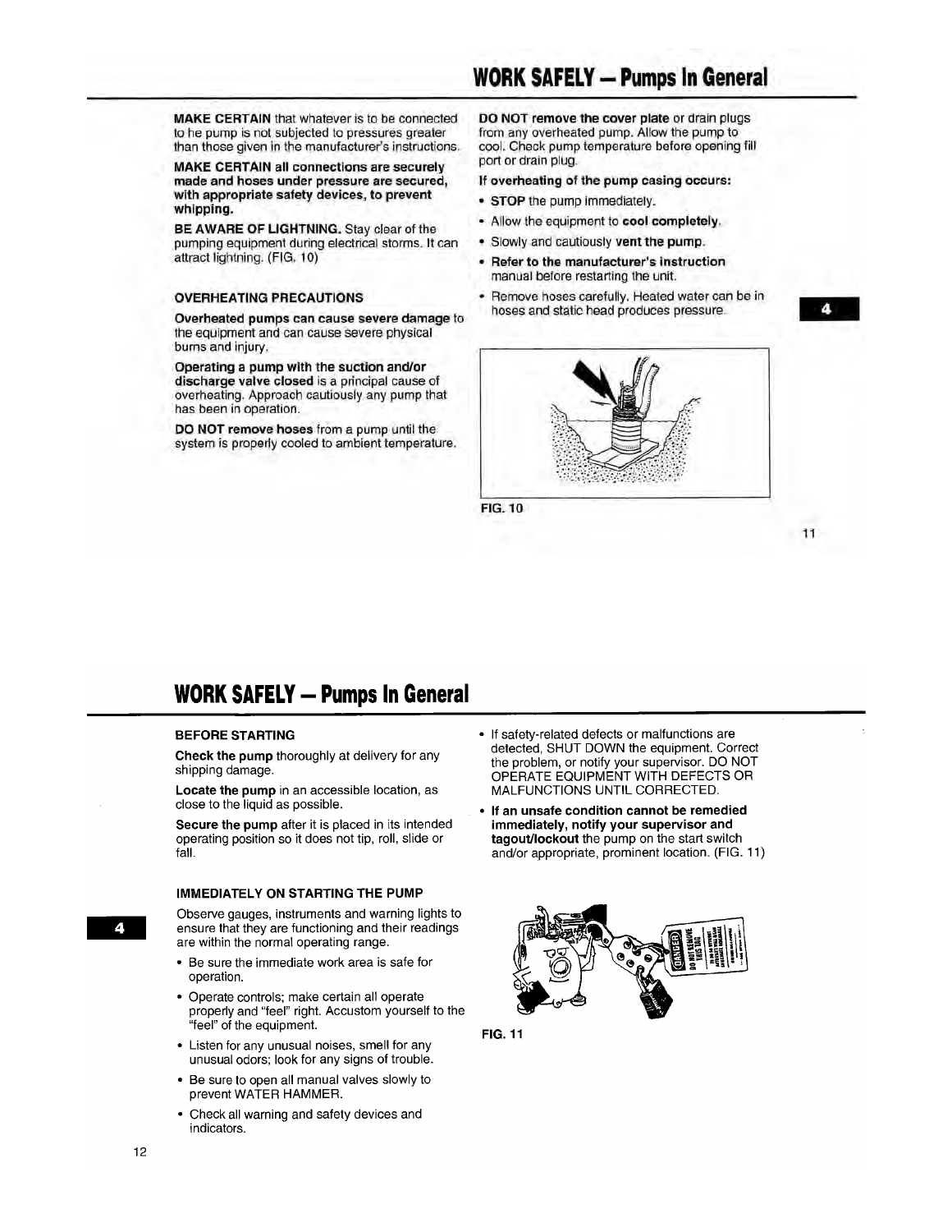## WORK SAFELY – Pumps In General

**MAKE CERTAIN** that whatever is to be connected to he pump is not subjected to pressures greater than those given in the manufacturer's instructions.

**MAKE CERTAIN all connections are securely made and hoses under pressure are secured, with appropriate safety devices, to prevent whipping.**

**BE AWARE OF LIGHTNING.** Stay clear of the pumping equipment during electrical storms. It can attract lightning. (FIG. 10)

### OVERHEATING PRECAUTIONS

**Overheated pumps can cause severe damage** to the equipment and can cause severe physical burns and injury.

**Operating a pump with the suction and/or discharge valve closed** is a principal cause of overheating. Approach cautiously any pump that has been in operation.

**DO NOT remove hoses** from a pump until the system is properly cooled to ambient temperature.

**DO NOT remove the cover plate** or drain plugs from any overheated pump. Allow the pump to cool. Check pump temperature before opening fill port or drain plug.

**If overheating of the pump casing occurs:**

- **STOP** the pump immediately.
- Allow the equipment to **cool completely**.
- Slowly and cautiously **vent the pump**.
- **Refer to the manufacturer's instruction** manual before restarting the unit.
- Remove hoses carefully. Heated water can be in hoses and static head produces pressure.

FIG. 10

## WORK SAFELY – Pumps In General

### BEFORE STARTING

**Check the pump** thoroughly at delivery for any shipping damage.

**Locate the pump** in an accessible location, as close to the liquid as possible.

**Secure the pump** after it is placed in its intended operating position so it does not tip, roll, slide or fall.

### IMMEDIATELY ON STARTING THE PUMP

Observe gauges, instruments and warning lights to ensure that they are functioning and their readings are within the normal operating range.

- Be sure the immediate work area is safe for operation.
- Operate controls; make certain all operate properly and "feel" right. Accustom yourself to the "feel" of the equipment.
- Listen for any unusual noises, smell for any unusual odors; look for any signs of trouble.
- Be sure to open all manual valves slowly to prevent WATER HAMMER.
- Check all warning and safety devices and indicators.
- If safety-related defects or malfunctions are detected, SHUT DOWN the equipment. Correct the problem, or notify your supervisor. DO NOT OPERATE EQUIPMENT WITH DEFECTS OR MALFUNCTIONS UNTIL CORRECTED.
- **If an unsafe condition cannot be remedied immediately, notify your supervisor and tagout/lockout** the pump on the start switch and/or appropriate, prominent location. (FIG. 11)

FIG. 11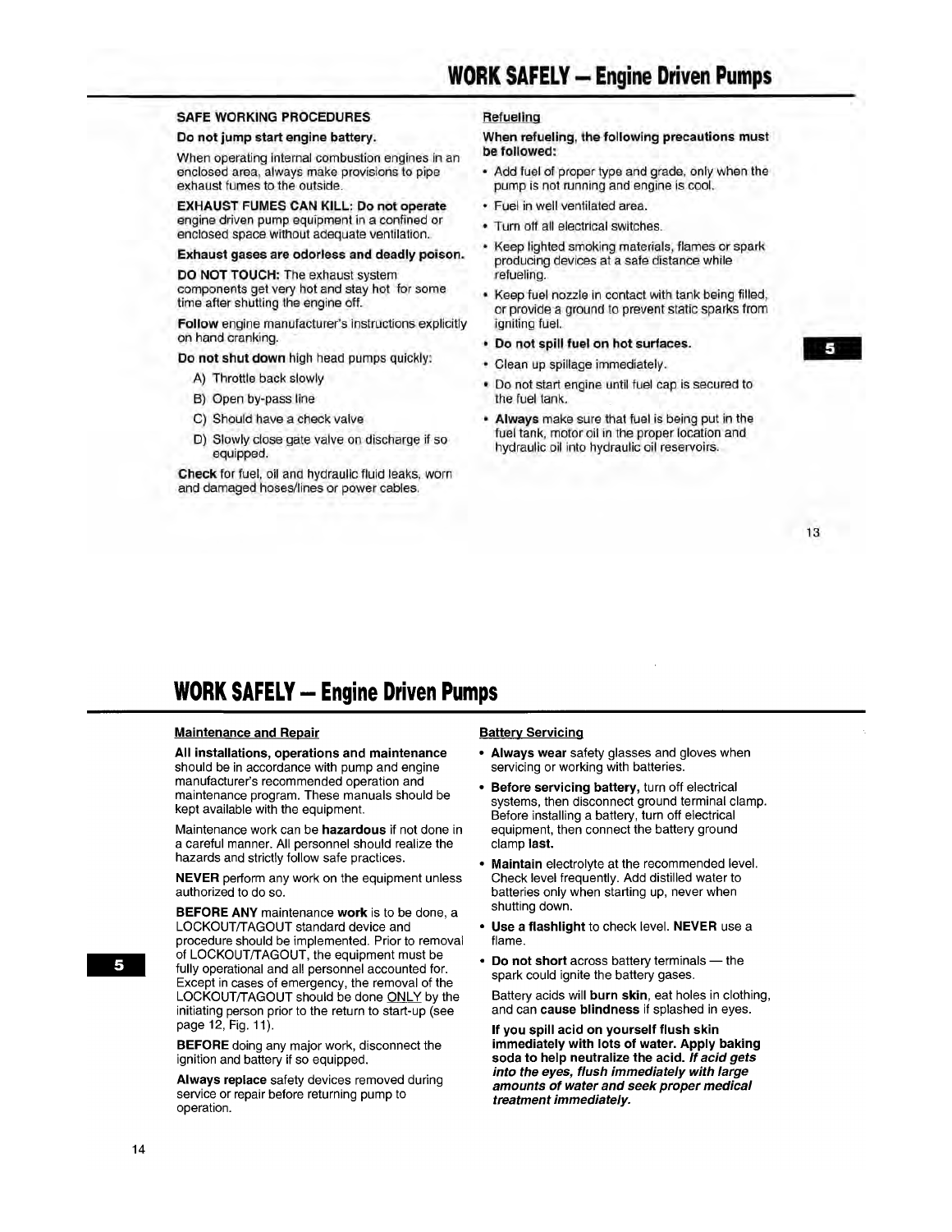## WORK SAFELY – Engine Driven Pumps

**SAFE WORKING PROCEDURES**

**Do not jump start engine battery.**

When operating internal combustion engines in an enclosed area, always make provisions to pipe exhaust fumes to the outside.

**EXHAUST FUMES CAN KILL: Do not operate** engine driven pump equipment in a confined or enclosed space without adequate ventilation.

**Exhaust gases are odorless and deadly poison.**

**DO NOT TOUCH:** The exhaust system components get very hot and stay hot for some time after shutting the engine off.

**Follow** engine manufacturer's instructions explicitly on hand cranking.

**Do not shut down** high head pumps quickly:

A) Throttle back slowly

B) Open by-pass line

C) Should have a check valve

D) Slowly close gate valve on discharge if so equipped.

**Check** for fuel, oil and hydraulic fluid leaks, worn and damaged hoses/lines or power cables.

Refueling

**When refueling, the following precautions must be followed:**

- Add fuel of proper type and grade, only when the pump is not running and engine is cool.
- Fuel in well ventilated area.
- Turn off all electrical switches.
- Keep lighted smoking materials, flames or spark producing devices at a safe distance while refueling.
- Keep fuel nozzle in contact with tank being filled, or provide a ground to prevent static sparks from igniting fuel.
- **Do not spill fuel on hot surfaces.**
- Clean up spillage immediately.
- Do not start engine until fuel cap is secured to the fuel tank.
- **Always** make sure that fuel is being put in the fuel tank, motor oil in the proper location and hydraulic oil into hydraulic oil reservoirs.

## WORK SAFELY – Engine Driven Pumps

Maintenance and Repair

**All installations, operations and maintenance** should be in accordance with pump and engine manufacturer's recommended operation and maintenance program. These manuals should be kept available with the equipment.

Maintenance work can be **hazardous** if not done in a careful manner. All personnel should realize the hazards and strictly follow safe practices.

**NEVER** perform any work on the equipment unless authorized to do so.

**BEFORE ANY** maintenance **work** is to be done, a LOCKOUT/TAGOUT standard device and procedure should be implemented. Prior to removal of the LOCKOUT/TAGOUT, the equipment must be fully operational and all personnel accounted for. Except in cases of emergency, the removal of the LOCKOUT/TAGOUT should be done ONLY by the initiating person prior to the return to start-up (see page 12, Fig. 11).

**BEFORE** doing any major work, disconnect the ignition and battery if so equipped.

**Always replace** safety devices removed during service or repair before returning pump to operation.

Battery Servicing

- **Always wear** safety glasses and gloves when servicing or working with batteries.
- **Before servicing battery,** turn off electrical systems, then disconnect ground terminal clamp. Before installing a battery, turn off electrical equipment, then connect the battery ground clamp **last.**
- **Maintain** electrolyte at the recommended level. Check level frequently. Add distilled water to batteries only when starting up, never when shutting down.
- **Use a flashlight** to check level. **NEVER** use a flame.
- **Do not short** across battery terminals — the spark could ignite the battery gases.

  Battery acids will **burn skin**, eat holes in clothing, and can **cause blindness** if splashed in eyes.

  **If you spill acid on yourself flush skin immediately with lots of water. Apply baking soda to help neutralize the acid. *If acid gets into the eyes, flush immediately with large amounts of water and seek proper medical treatment immediately.***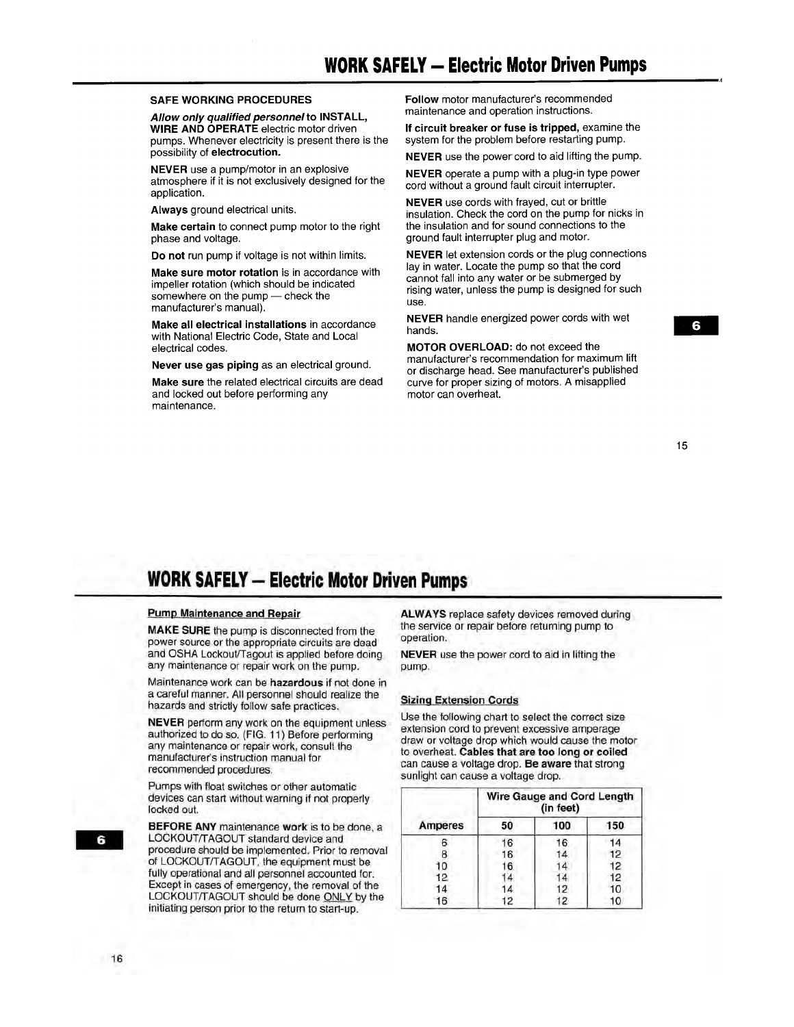# WORK SAFELY – Electric Motor Driven Pumps

**SAFE WORKING PROCEDURES**

***Allow only qualified personnel*** **to INSTALL, WIRE AND OPERATE** electric motor driven pumps. Whenever electricity is present there is the possibility of **electrocution.**

**NEVER** use a pump/motor in an explosive atmosphere if it is not exclusively designed for the application.

**Always** ground electrical units.

**Make certain** to connect pump motor to the right phase and voltage.

**Do not** run pump if voltage is not within limits.

**Make sure motor rotation** is in accordance with impeller rotation (which should be indicated somewhere on the pump — check the manufacturer's manual).

**Make all electrical installations** in accordance with National Electric Code, State and Local electrical codes.

**Never use gas piping** as an electrical ground.

**Make sure** the related electrical circuits are dead and locked out before performing any maintenance.

**Follow** motor manufacturer's recommended maintenance and operation instructions.

**If circuit breaker or fuse is tripped,** examine the system for the problem before restarting pump.

**NEVER** use the power cord to aid lifting the pump.

**NEVER** operate a pump with a plug-in type power cord without a ground fault circuit interrupter.

**NEVER** use cords with frayed, cut or brittle insulation. Check the cord on the pump for nicks in the insulation and for sound connections to the ground fault interrupter plug and motor.

**NEVER** let extension cords or the plug connections lay in water. Locate the pump so that the cord cannot fall into any water or be submerged by rising water, unless the pump is designed for such use.

**NEVER** handle energized power cords with wet hands.

**MOTOR OVERLOAD:** do not exceed the manufacturer's recommendation for maximum lift or discharge head. See manufacturer's published curve for proper sizing of motors. A misapplied motor can overheat.

# WORK SAFELY – Electric Motor Driven Pumps

**Pump Maintenance and Repair**

**MAKE SURE** the pump is disconnected from the power source or the appropriate circuits are dead and OSHA Lockout/Tagout is applied before doing any maintenance or repair work on the pump.

Maintenance work can be **hazardous** if not done in a careful manner. All personnel should realize the hazards and strictly follow safe practices.

**NEVER** perform any work on the equipment unless authorized to do so. (FIG. 11) Before performing any maintenance or repair work, consult the manufacturer's instruction manual for recommended procedures.

Pumps with float switches or other automatic devices can start without warning if not properly locked out.

**BEFORE ANY** maintenance **work** is to be done, a LOCKOUT/TAGOUT standard device and procedure should be implemented. Prior to removal of LOCKOUT/TAGOUT, the equipment must be fully operational and all personnel accounted for. Except in cases of emergency, the removal of the LOCKOUT/TAGOUT should be done ONLY by the initiating person prior to the return to start-up.

**ALWAYS** replace safety devices removed during the service or repair before returning pump to operation.

**NEVER** use the power cord to aid in lifting the pump.

**Sizing Extension Cords**

Use the following chart to select the correct size extension cord to prevent excessive amperage draw or voltage drop which would cause the motor to overheat. **Cables that are too long or coiled** can cause a voltage drop. **Be aware** that strong sunlight can cause a voltage drop.

| | Wire Gauge and Cord Length (in feet) | | |
|---|---|---|---|
| **Amperes** | **50** | **100** | **150** |
| 6 | 16 | 16 | 14 |
| 8 | 16 | 14 | 12 |
| 10 | 16 | 14 | 12 |
| 12 | 14 | 14 | 12 |
| 14 | 14 | 12 | 10 |
| 16 | 12 | 12 | 10 |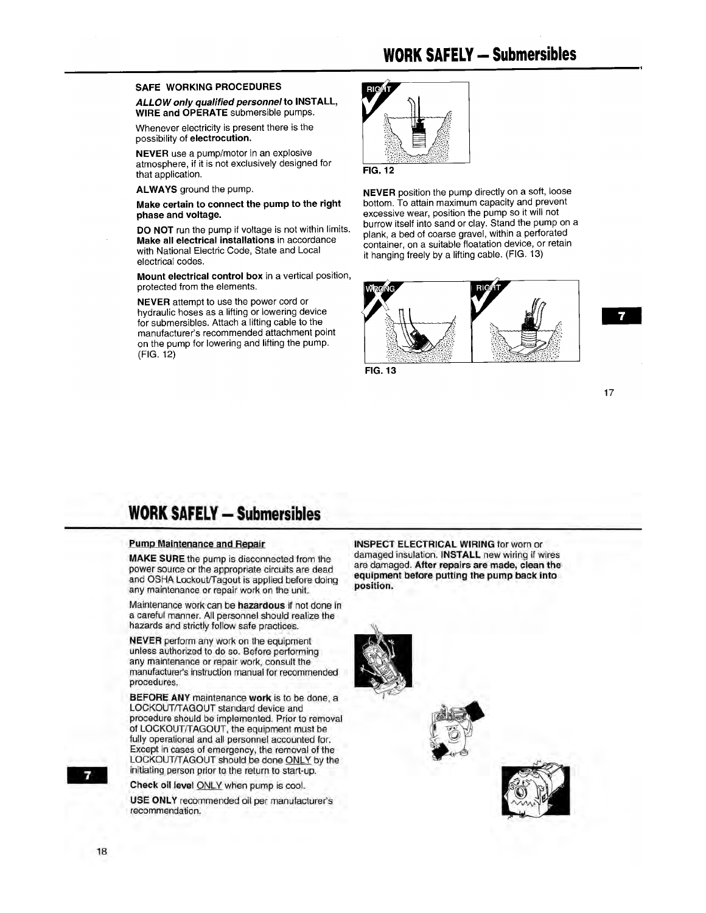# WORK SAFELY – Submersibles

## SAFE WORKING PROCEDURES

***ALLOW only qualified personnel*** **to INSTALL, WIRE and OPERATE** submersible pumps.

Whenever electricity is present there is the possibility of **electrocution.**

**NEVER** use a pump/motor in an explosive atmosphere, if it is not exclusively designed for that application.

**ALWAYS** ground the pump.

**Make certain to connect the pump to the right phase and voltage.**

**DO NOT** run the pump if voltage is not within limits. **Make all electrical installations** in accordance with National Electric Code, State and Local electrical codes.

**Mount electrical control box** in a vertical position, protected from the elements.

**NEVER** attempt to use the power cord or hydraulic hoses as a lifting or lowering device for submersibles. Attach a lifting cable to the manufacturer's recommended attachment point on the pump for lowering and lifting the pump. (FIG. 12)

RIGHT

FIG. 12

**NEVER** position the pump directly on a soft, loose bottom. To attain maximum capacity and prevent excessive wear, position the pump so it will not burrow itself into sand or clay. Stand the pump on a plank, a bed of coarse gravel, within a perforated container, on a suitable floatation device, or retain it hanging freely by a lifting cable. (FIG. 13)

WRONG RIGHT

FIG. 13

# WORK SAFELY – Submersibles

## Pump Maintenance and Repair

**MAKE SURE** the pump is disconnected from the power source or the appropriate circuits are dead and OSHA Lockout/Tagout is applied before doing any maintenance or repair work on the unit.

Maintenance work can be **hazardous** if not done in a careful manner. All personnel should realize the hazards and strictly follow safe practices.

**NEVER** perform any work on the equipment unless authorized to do so. Before performing any maintenance or repair work, consult the manufacturer's instruction manual for recommended procedures.

**BEFORE ANY** maintenance **work** is to be done, a LOCKOUT/TAGOUT standard device and procedure should be implemented. Prior to removal of LOCKOUT/TAGOUT, the equipment must be fully operational and all personnel accounted for. Except in cases of emergency, the removal of the LOCKOUT/TAGOUT should be done ONLY by the initiating person prior to the return to start-up.

**Check oil level** ONLY when pump is cool.

**USE ONLY** recommended oil per manufacturer's recommendation.

**INSPECT ELECTRICAL WIRING** for worn or damaged insulation. **INSTALL** new wiring if wires are damaged. **After repairs are made, clean the equipment before putting the pump back into position.**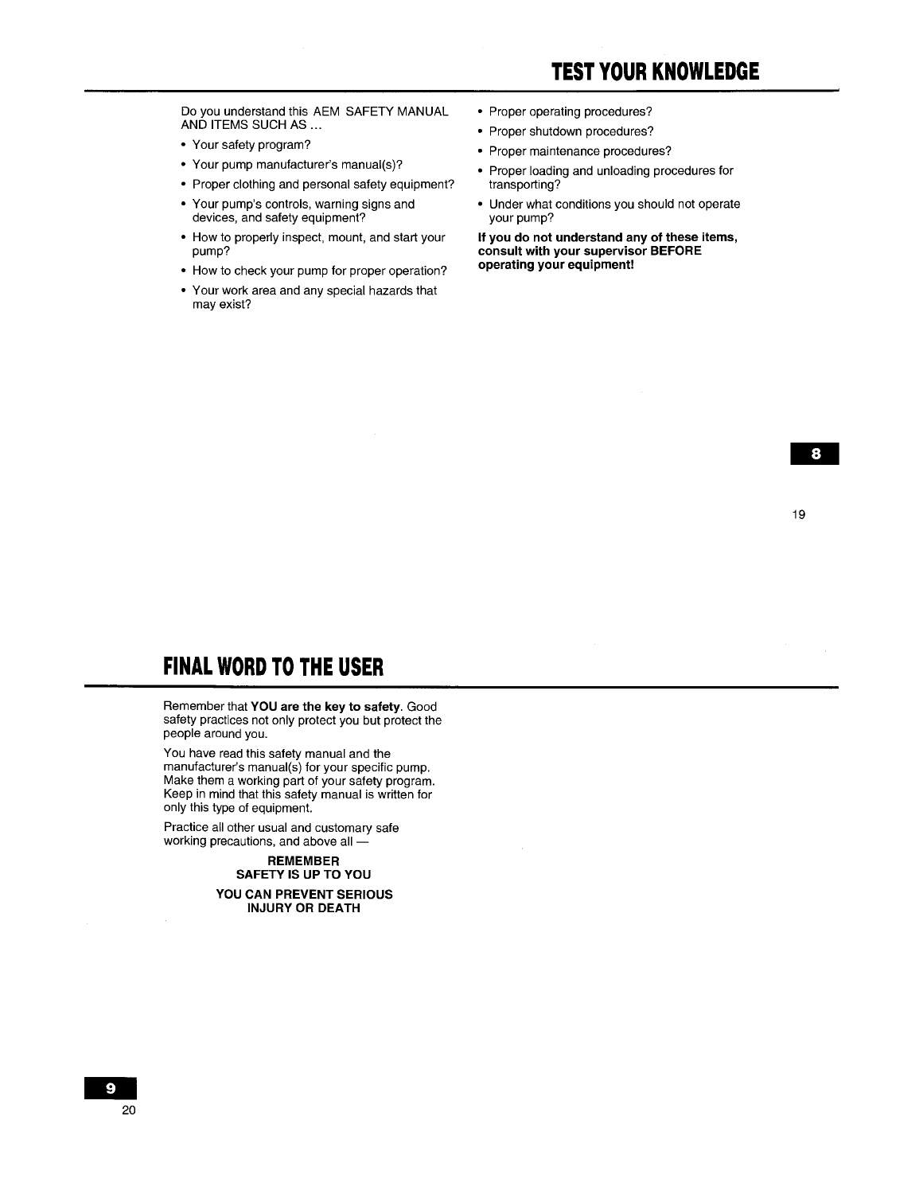# TEST YOUR KNOWLEDGE

Do you understand this AEM SAFETY MANUAL AND ITEMS SUCH AS ...

- Your safety program?
- Your pump manufacturer's manual(s)?
- Proper clothing and personal safety equipment?
- Your pump's controls, warning signs and devices, and safety equipment?
- How to properly inspect, mount, and start your pump?
- How to check your pump for proper operation?
- Your work area and any special hazards that may exist?
- Proper operating procedures?
- Proper shutdown procedures?
- Proper maintenance procedures?
- Proper loading and unloading procedures for transporting?
- Under what conditions you should not operate your pump?

**If you do not understand any of these items, consult with your supervisor BEFORE operating your equipment!**

# FINAL WORD TO THE USER

Remember that **YOU are the key to safety**. Good safety practices not only protect you but protect the people around you.

You have read this safety manual and the manufacturer's manual(s) for your specific pump. Make them a working part of your safety program. Keep in mind that this safety manual is written for only this type of equipment.

Practice all other usual and customary safe working precautions, and above all —

**REMEMBER**
**SAFETY IS UP TO YOU**

**YOU CAN PREVENT SERIOUS INJURY OR DEATH**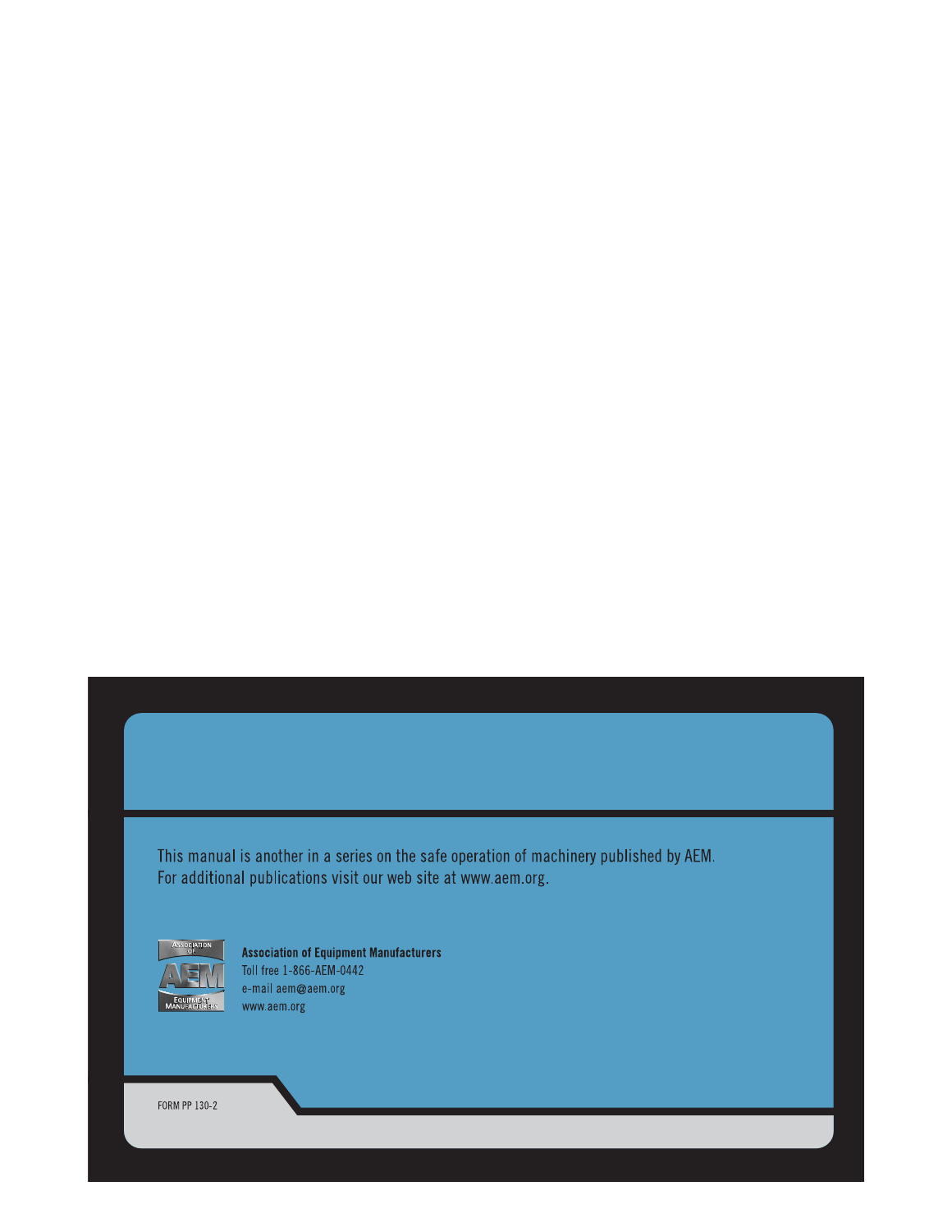This manual is another in a series on the safe operation of machinery published by AEM.
For additional publications visit our web site at www.aem.org.

**Association of Equipment Manufacturers**
Toll free 1-866-AEM-0442
e-mail aem@aem.org
www.aem.org

FORM PP 130-2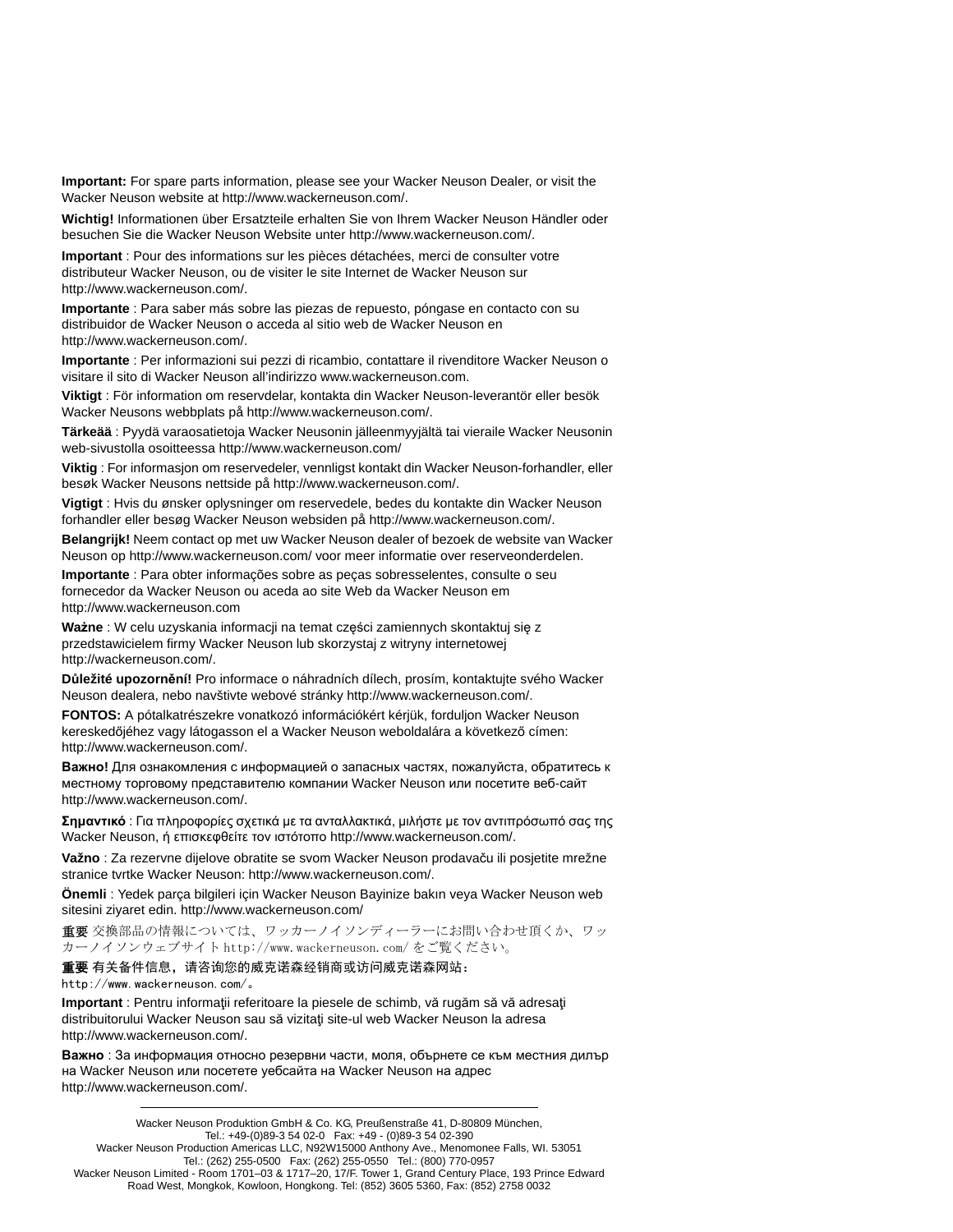**Important:** For spare parts information, please see your Wacker Neuson Dealer, or visit the Wacker Neuson website at http://www.wackerneuson.com/.

**Wichtig!** Informationen über Ersatzteile erhalten Sie von Ihrem Wacker Neuson Händler oder besuchen Sie die Wacker Neuson Website unter http://www.wackerneuson.com/.

**Important** : Pour des informations sur les pièces détachées, merci de consulter votre distributeur Wacker Neuson, ou de visiter le site Internet de Wacker Neuson sur http://www.wackerneuson.com/.

**Importante** : Para saber más sobre las piezas de repuesto, póngase en contacto con su distribuidor de Wacker Neuson o acceda al sitio web de Wacker Neuson en http://www.wackerneuson.com/.

**Importante** : Per informazioni sui pezzi di ricambio, contattare il rivenditore Wacker Neuson o visitare il sito di Wacker Neuson all'indirizzo www.wackerneuson.com.

**Viktigt** : För information om reservdelar, kontakta din Wacker Neuson-leverantör eller besök Wacker Neusons webbplats på http://www.wackerneuson.com/.

**Tärkeää** : Pyydä varaosatietoja Wacker Neusonin jälleenmyyjältä tai vieraile Wacker Neusonin web-sivustolla osoitteessa http://www.wackerneuson.com/

**Viktig** : For informasjon om reservedeler, vennligst kontakt din Wacker Neuson-forhandler, eller besøk Wacker Neusons nettside på http://www.wackerneuson.com/.

**Vigtigt** : Hvis du ønsker oplysninger om reservedele, bedes du kontakte din Wacker Neuson forhandler eller besøg Wacker Neuson websiden på http://www.wackerneuson.com/.

**Belangrijk!** Neem contact op met uw Wacker Neuson dealer of bezoek de website van Wacker Neuson op http://www.wackerneuson.com/ voor meer informatie over reserveonderdelen.

**Importante** : Para obter informações sobre as peças sobresselentes, consulte o seu fornecedor da Wacker Neuson ou aceda ao site Web da Wacker Neuson em http://www.wackerneuson.com

**Ważne** : W celu uzyskania informacji na temat części zamiennych skontaktuj się z przedstawicielem firmy Wacker Neuson lub skorzystaj z witryny internetowej http://wackerneuson.com/.

**Důležité upozornění!** Pro informace o náhradních dílech, prosím, kontaktujte svého Wacker Neuson dealera, nebo navštivte webové stránky http://www.wackerneuson.com/.

**FONTOS:** A pótalkatrészekre vonatkozó információkért kérjük, forduljon Wacker Neuson kereskedőjéhez vagy látogasson el a Wacker Neuson weboldalára a következő címen: http://www.wackerneuson.com/.

**Важно!** Для ознакомления с информацией о запасных частях, пожалуйста, обратитесь к местному торговому представителю компании Wacker Neuson или посетите веб-сайт http://www.wackerneuson.com/.

**Σημαντικό** : Για πληροφορίες σχετικά με τα ανταλλακτικά, μιλήστε με τον αντιπρόσωπό σας της Wacker Neuson, ή επισκεφθείτε τον ιστότοπο http://www.wackerneuson.com/.

**Važno** : Za rezervne dijelove obratite se svom Wacker Neuson prodavaču ili posjetite mrežne stranice tvrtke Wacker Neuson: http://www.wackerneuson.com/.

**Önemli** : Yedek parça bilgileri için Wacker Neuson Bayinize bakın veya Wacker Neuson web sitesini ziyaret edin. http://www.wackerneuson.com/

**重要** 交換部品の情報については、ワッカーノイソンディーラーにお問い合わせ頂くか、ワッカーノイソンウェブサイト http://www.wackerneuson.com/ をご覧ください。

**重要** 有关备件信息，请咨询您的威克诺森经销商或访问威克诺森网站：http://www.wackerneuson.com/。

**Important** : Pentru informaţii referitoare la piesele de schimb, vă rugăm să vă adresaţi distribuitorului Wacker Neuson sau să vizitaţi site-ul web Wacker Neuson la adresa http://www.wackerneuson.com/.

**Важно** : За информация относно резервни части, моля, обърнете се към местния дилър на Wacker Neuson или посетете уебсайта на Wacker Neuson на адрес http://www.wackerneuson.com/.

---

Wacker Neuson Produktion GmbH & Co. KG, Preußenstraße 41, D-80809 München,
Tel.: +49-(0)89-3 54 02-0 Fax: +49 - (0)89-3 54 02-390
Wacker Neuson Production Americas LLC, N92W15000 Anthony Ave., Menomonee Falls, WI. 53051
Tel.: (262) 255-0500 Fax: (262) 255-0550 Tel.: (800) 770-0957
Wacker Neuson Limited - Room 1701–03 & 1717–20, 17/F. Tower 1, Grand Century Place, 193 Prince Edward Road West, Mongkok, Kowloon, Hongkong. Tel: (852) 3605 5360, Fax: (852) 2758 0032